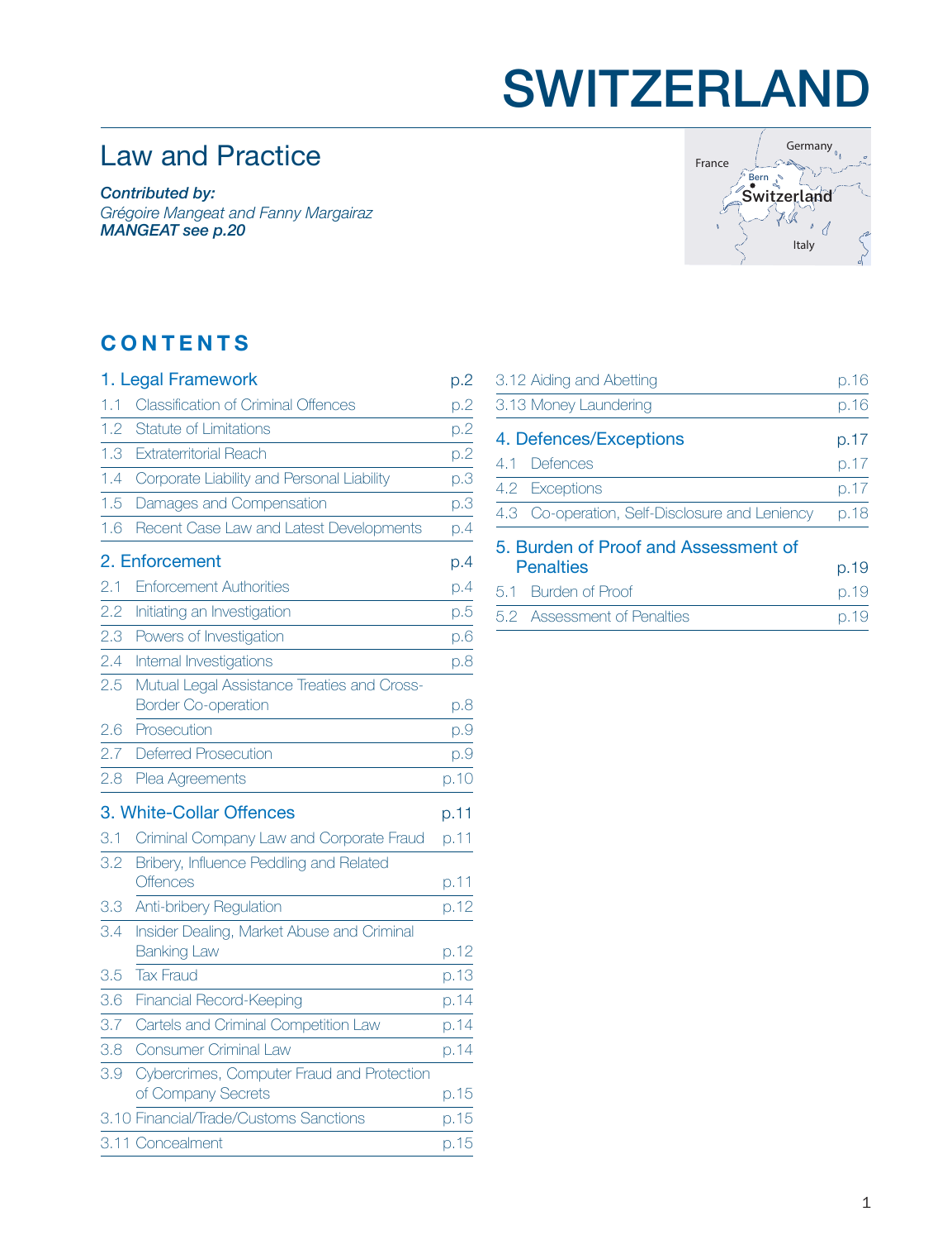# SWITZERLAND

## Law and Practice

***Contributed by:***
*Grégoire Mangeat and Fanny Margairaz*
***MANGEAT see p.20***

## CONTENTS

| | |
|---|---|
| **1. Legal Framework** | **p.2** |
| 1.1 Classification of Criminal Offences | p.2 |
| 1.2 Statute of Limitations | p.2 |
| 1.3 Extraterritorial Reach | p.2 |
| 1.4 Corporate Liability and Personal Liability | p.3 |
| 1.5 Damages and Compensation | p.3 |
| 1.6 Recent Case Law and Latest Developments | p.4 |
| **2. Enforcement** | **p.4** |
| 2.1 Enforcement Authorities | p.4 |
| 2.2 Initiating an Investigation | p.5 |
| 2.3 Powers of Investigation | p.6 |
| 2.4 Internal Investigations | p.8 |
| 2.5 Mutual Legal Assistance Treaties and Cross-Border Co-operation | p.8 |
| 2.6 Prosecution | p.9 |
| 2.7 Deferred Prosecution | p.9 |
| 2.8 Plea Agreements | p.10 |
| **3. White-Collar Offences** | **p.11** |
| 3.1 Criminal Company Law and Corporate Fraud | p.11 |
| 3.2 Bribery, Influence Peddling and Related Offences | p.11 |
| 3.3 Anti-bribery Regulation | p.12 |
| 3.4 Insider Dealing, Market Abuse and Criminal Banking Law | p.12 |
| 3.5 Tax Fraud | p.13 |
| 3.6 Financial Record-Keeping | p.14 |
| 3.7 Cartels and Criminal Competition Law | p.14 |
| 3.8 Consumer Criminal Law | p.14 |
| 3.9 Cybercrimes, Computer Fraud and Protection of Company Secrets | p.15 |
| 3.10 Financial/Trade/Customs Sanctions | p.15 |
| 3.11 Concealment | p.15 |
| 3.12 Aiding and Abetting | p.16 |
| 3.13 Money Laundering | p.16 |
| **4. Defences/Exceptions** | **p.17** |
| 4.1 Defences | p.17 |
| 4.2 Exceptions | p.17 |
| 4.3 Co-operation, Self-Disclosure and Leniency | p.18 |
| **5. Burden of Proof and Assessment of Penalties** | **p.19** |
| 5.1 Burden of Proof | p.19 |
| 5.2 Assessment of Penalties | p.19 |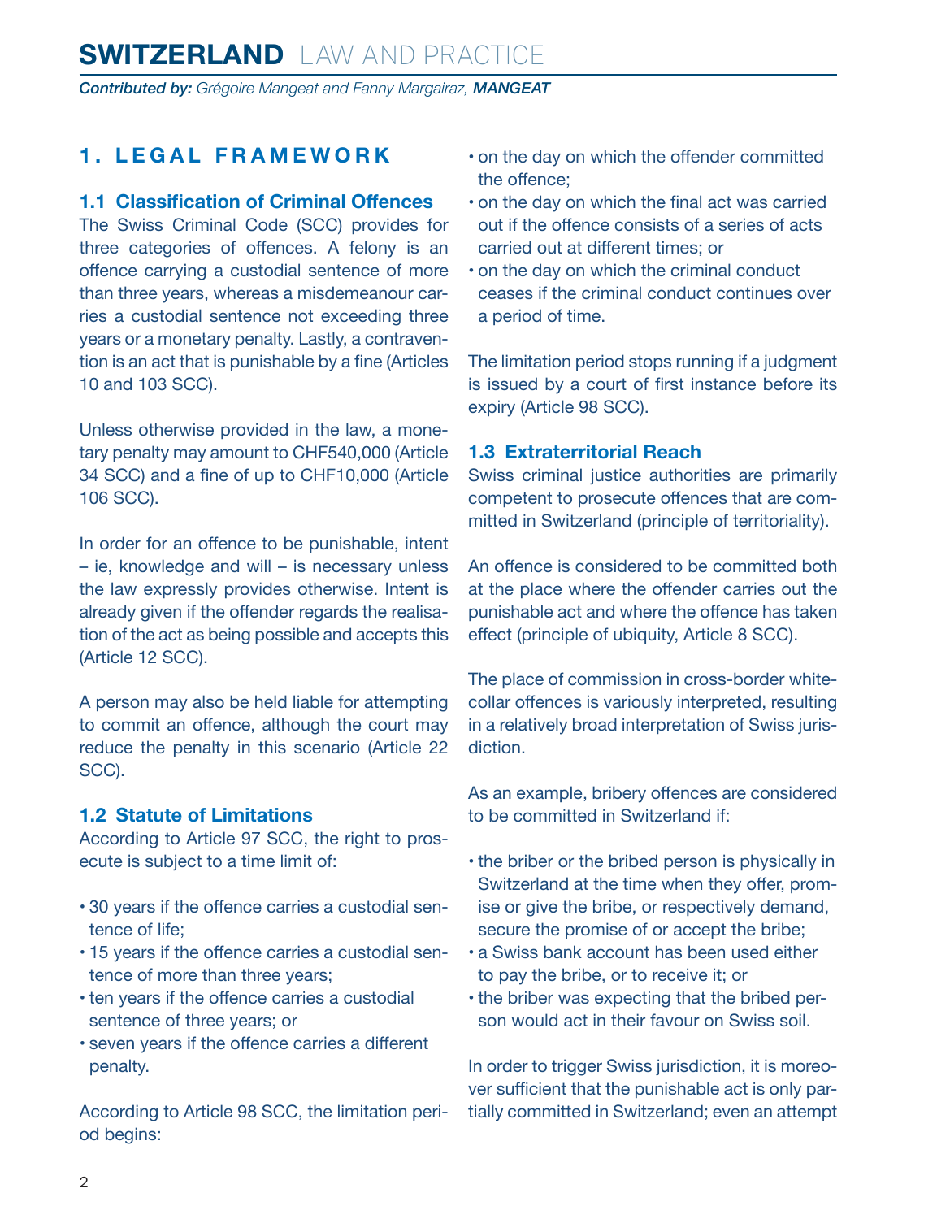# SWITZERLAND LAW AND PRACTICE

*Contributed by: Grégoire Mangeat and Fanny Margairaz, **MANGEAT***

## 1. LEGAL FRAMEWORK

### 1.1 Classification of Criminal Offences

The Swiss Criminal Code (SCC) provides for three categories of offences. A felony is an offence carrying a custodial sentence of more than three years, whereas a misdemeanour carries a custodial sentence not exceeding three years or a monetary penalty. Lastly, a contravention is an act that is punishable by a fine (Articles 10 and 103 SCC).

Unless otherwise provided in the law, a monetary penalty may amount to CHF540,000 (Article 34 SCC) and a fine of up to CHF10,000 (Article 106 SCC).

In order for an offence to be punishable, intent – ie, knowledge and will – is necessary unless the law expressly provides otherwise. Intent is already given if the offender regards the realisation of the act as being possible and accepts this (Article 12 SCC).

A person may also be held liable for attempting to commit an offence, although the court may reduce the penalty in this scenario (Article 22 SCC).

### 1.2 Statute of Limitations

According to Article 97 SCC, the right to prosecute is subject to a time limit of:

- 30 years if the offence carries a custodial sentence of life;
- 15 years if the offence carries a custodial sentence of more than three years;
- ten years if the offence carries a custodial sentence of three years; or
- seven years if the offence carries a different penalty.

According to Article 98 SCC, the limitation period begins:

- on the day on which the offender committed the offence;
- on the day on which the final act was carried out if the offence consists of a series of acts carried out at different times; or
- on the day on which the criminal conduct ceases if the criminal conduct continues over a period of time.

The limitation period stops running if a judgment is issued by a court of first instance before its expiry (Article 98 SCC).

### 1.3 Extraterritorial Reach

Swiss criminal justice authorities are primarily competent to prosecute offences that are committed in Switzerland (principle of territoriality).

An offence is considered to be committed both at the place where the offender carries out the punishable act and where the offence has taken effect (principle of ubiquity, Article 8 SCC).

The place of commission in cross-border white-collar offences is variously interpreted, resulting in a relatively broad interpretation of Swiss jurisdiction.

As an example, bribery offences are considered to be committed in Switzerland if:

- the briber or the bribed person is physically in Switzerland at the time when they offer, promise or give the bribe, or respectively demand, secure the promise of or accept the bribe;
- a Swiss bank account has been used either to pay the bribe, or to receive it; or
- the briber was expecting that the bribed person would act in their favour on Swiss soil.

In order to trigger Swiss jurisdiction, it is moreover sufficient that the punishable act is only partially committed in Switzerland; even an attempt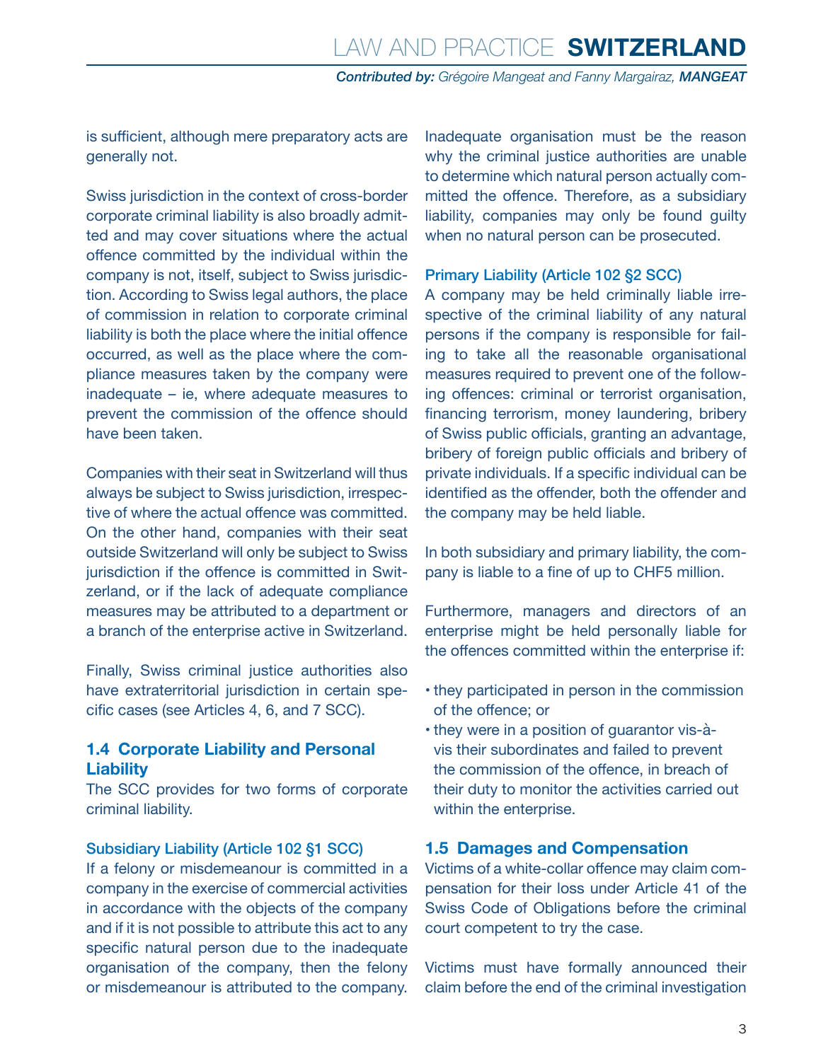is sufficient, although mere preparatory acts are generally not.

Swiss jurisdiction in the context of cross-border corporate criminal liability is also broadly admitted and may cover situations where the actual offence committed by the individual within the company is not, itself, subject to Swiss jurisdiction. According to Swiss legal authors, the place of commission in relation to corporate criminal liability is both the place where the initial offence occurred, as well as the place where the compliance measures taken by the company were inadequate – ie, where adequate measures to prevent the commission of the offence should have been taken.

Companies with their seat in Switzerland will thus always be subject to Swiss jurisdiction, irrespective of where the actual offence was committed. On the other hand, companies with their seat outside Switzerland will only be subject to Swiss jurisdiction if the offence is committed in Switzerland, or if the lack of adequate compliance measures may be attributed to a department or a branch of the enterprise active in Switzerland.

Finally, Swiss criminal justice authorities also have extraterritorial jurisdiction in certain specific cases (see Articles 4, 6, and 7 SCC).

## 1.4 Corporate Liability and Personal Liability

The SCC provides for two forms of corporate criminal liability.

### Subsidiary Liability (Article 102 §1 SCC)

If a felony or misdemeanour is committed in a company in the exercise of commercial activities in accordance with the objects of the company and if it is not possible to attribute this act to any specific natural person due to the inadequate organisation of the company, then the felony or misdemeanour is attributed to the company. Inadequate organisation must be the reason why the criminal justice authorities are unable to determine which natural person actually committed the offence. Therefore, as a subsidiary liability, companies may only be found guilty when no natural person can be prosecuted.

### Primary Liability (Article 102 §2 SCC)

A company may be held criminally liable irrespective of the criminal liability of any natural persons if the company is responsible for failing to take all the reasonable organisational measures required to prevent one of the following offences: criminal or terrorist organisation, financing terrorism, money laundering, bribery of Swiss public officials, granting an advantage, bribery of foreign public officials and bribery of private individuals. If a specific individual can be identified as the offender, both the offender and the company may be held liable.

In both subsidiary and primary liability, the company is liable to a fine of up to CHF5 million.

Furthermore, managers and directors of an enterprise might be held personally liable for the offences committed within the enterprise if:

- they participated in person in the commission of the offence; or
- they were in a position of guarantor vis-à-vis their subordinates and failed to prevent the commission of the offence, in breach of their duty to monitor the activities carried out within the enterprise.

## 1.5 Damages and Compensation

Victims of a white-collar offence may claim compensation for their loss under Article 41 of the Swiss Code of Obligations before the criminal court competent to try the case.

Victims must have formally announced their claim before the end of the criminal investigation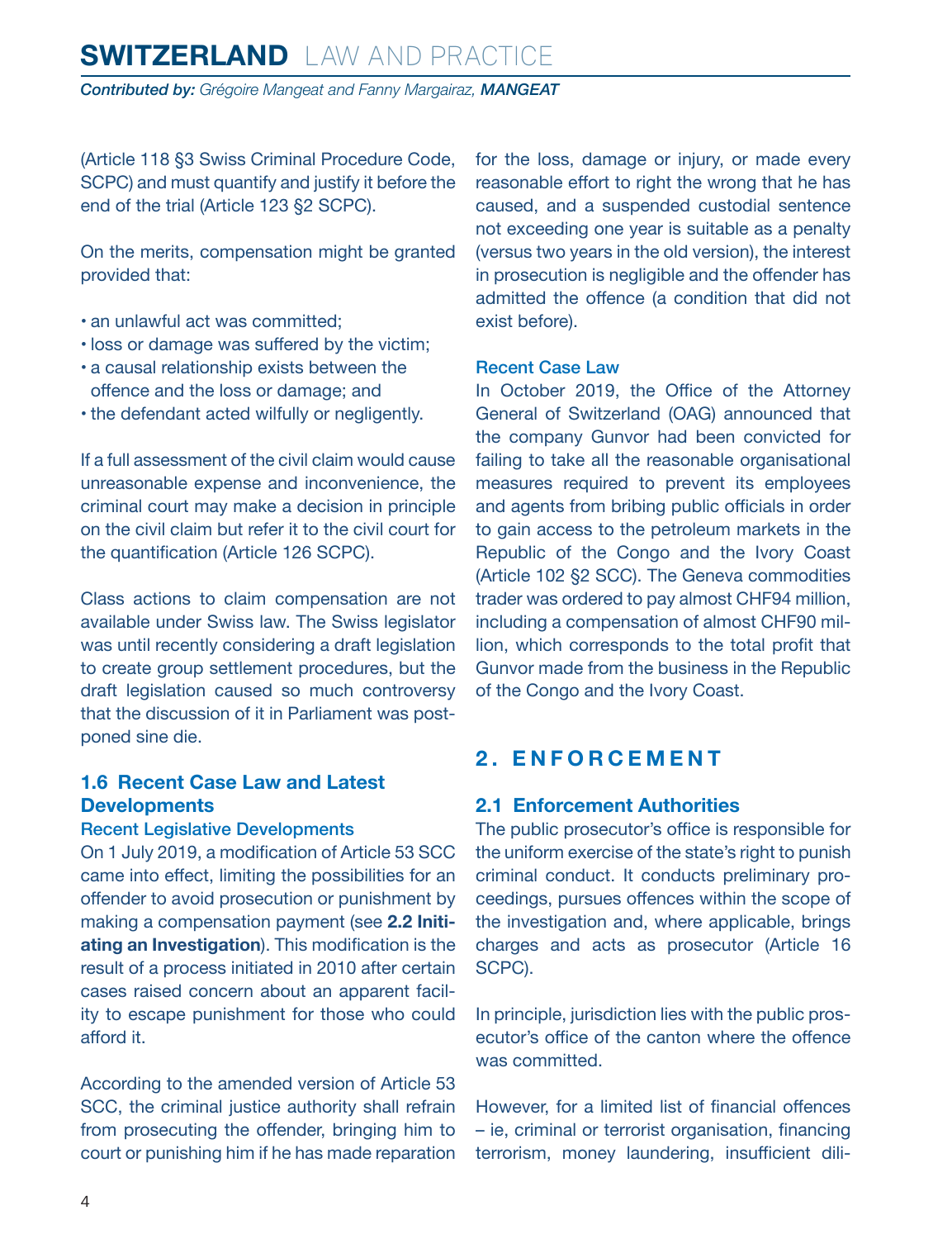(Article 118 §3 Swiss Criminal Procedure Code, SCPC) and must quantify and justify it before the end of the trial (Article 123 §2 SCPC).

On the merits, compensation might be granted provided that:

- an unlawful act was committed;
- loss or damage was suffered by the victim;
- a causal relationship exists between the offence and the loss or damage; and
- the defendant acted wilfully or negligently.

If a full assessment of the civil claim would cause unreasonable expense and inconvenience, the criminal court may make a decision in principle on the civil claim but refer it to the civil court for the quantification (Article 126 SCPC).

Class actions to claim compensation are not available under Swiss law. The Swiss legislator was until recently considering a draft legislation to create group settlement procedures, but the draft legislation caused so much controversy that the discussion of it in Parliament was postponed sine die.

### 1.6 Recent Case Law and Latest Developments

#### Recent Legislative Developments

On 1 July 2019, a modification of Article 53 SCC came into effect, limiting the possibilities for an offender to avoid prosecution or punishment by making a compensation payment (see **2.2 Initiating an Investigation**). This modification is the result of a process initiated in 2010 after certain cases raised concern about an apparent facility to escape punishment for those who could afford it.

According to the amended version of Article 53 SCC, the criminal justice authority shall refrain from prosecuting the offender, bringing him to court or punishing him if he has made reparation for the loss, damage or injury, or made every reasonable effort to right the wrong that he has caused, and a suspended custodial sentence not exceeding one year is suitable as a penalty (versus two years in the old version), the interest in prosecution is negligible and the offender has admitted the offence (a condition that did not exist before).

#### Recent Case Law

In October 2019, the Office of the Attorney General of Switzerland (OAG) announced that the company Gunvor had been convicted for failing to take all the reasonable organisational measures required to prevent its employees and agents from bribing public officials in order to gain access to the petroleum markets in the Republic of the Congo and the Ivory Coast (Article 102 §2 SCC). The Geneva commodities trader was ordered to pay almost CHF94 million, including a compensation of almost CHF90 million, which corresponds to the total profit that Gunvor made from the business in the Republic of the Congo and the Ivory Coast.

## 2. ENFORCEMENT

### 2.1 Enforcement Authorities

The public prosecutor's office is responsible for the uniform exercise of the state's right to punish criminal conduct. It conducts preliminary proceedings, pursues offences within the scope of the investigation and, where applicable, brings charges and acts as prosecutor (Article 16 SCPC).

In principle, jurisdiction lies with the public prosecutor's office of the canton where the offence was committed.

However, for a limited list of financial offences – ie, criminal or terrorist organisation, financing terrorism, money laundering, insufficient dili-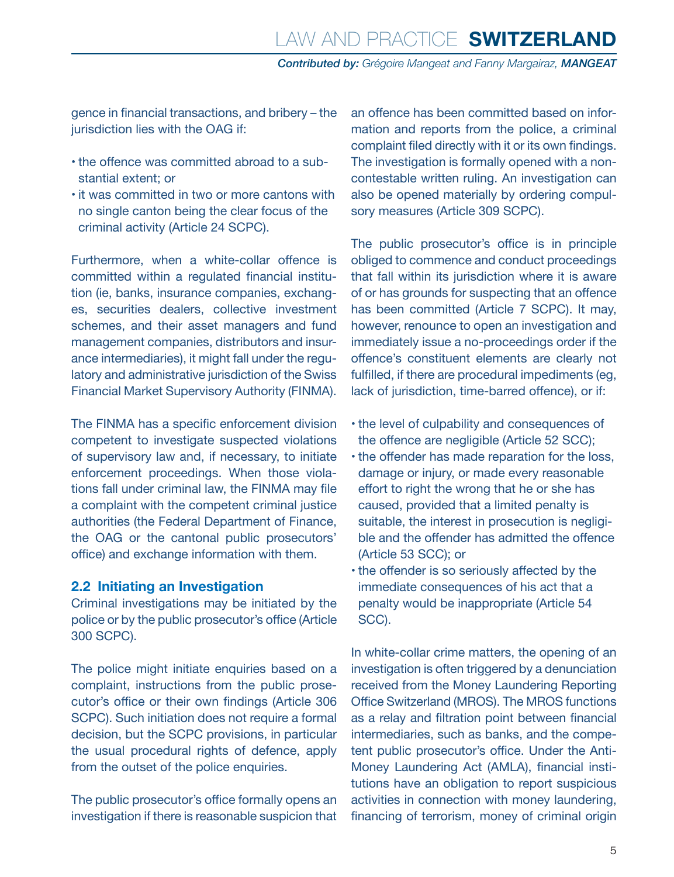gence in financial transactions, and bribery – the jurisdiction lies with the OAG if:

- the offence was committed abroad to a substantial extent; or
- it was committed in two or more cantons with no single canton being the clear focus of the criminal activity (Article 24 SCPC).

Furthermore, when a white-collar offence is committed within a regulated financial institution (ie, banks, insurance companies, exchanges, securities dealers, collective investment schemes, and their asset managers and fund management companies, distributors and insurance intermediaries), it might fall under the regulatory and administrative jurisdiction of the Swiss Financial Market Supervisory Authority (FINMA).

The FINMA has a specific enforcement division competent to investigate suspected violations of supervisory law and, if necessary, to initiate enforcement proceedings. When those violations fall under criminal law, the FINMA may file a complaint with the competent criminal justice authorities (the Federal Department of Finance, the OAG or the cantonal public prosecutors' office) and exchange information with them.

## 2.2 Initiating an Investigation

Criminal investigations may be initiated by the police or by the public prosecutor's office (Article 300 SCPC).

The police might initiate enquiries based on a complaint, instructions from the public prosecutor's office or their own findings (Article 306 SCPC). Such initiation does not require a formal decision, but the SCPC provisions, in particular the usual procedural rights of defence, apply from the outset of the police enquiries.

The public prosecutor's office formally opens an investigation if there is reasonable suspicion that an offence has been committed based on information and reports from the police, a criminal complaint filed directly with it or its own findings. The investigation is formally opened with a non-contestable written ruling. An investigation can also be opened materially by ordering compulsory measures (Article 309 SCPC).

The public prosecutor's office is in principle obliged to commence and conduct proceedings that fall within its jurisdiction where it is aware of or has grounds for suspecting that an offence has been committed (Article 7 SCPC). It may, however, renounce to open an investigation and immediately issue a no-proceedings order if the offence's constituent elements are clearly not fulfilled, if there are procedural impediments (eg, lack of jurisdiction, time-barred offence), or if:

- the level of culpability and consequences of the offence are negligible (Article 52 SCC);
- the offender has made reparation for the loss, damage or injury, or made every reasonable effort to right the wrong that he or she has caused, provided that a limited penalty is suitable, the interest in prosecution is negligible and the offender has admitted the offence (Article 53 SCC); or
- the offender is so seriously affected by the immediate consequences of his act that a penalty would be inappropriate (Article 54 SCC).

In white-collar crime matters, the opening of an investigation is often triggered by a denunciation received from the Money Laundering Reporting Office Switzerland (MROS). The MROS functions as a relay and filtration point between financial intermediaries, such as banks, and the competent public prosecutor's office. Under the Anti-Money Laundering Act (AMLA), financial institutions have an obligation to report suspicious activities in connection with money laundering, financing of terrorism, money of criminal origin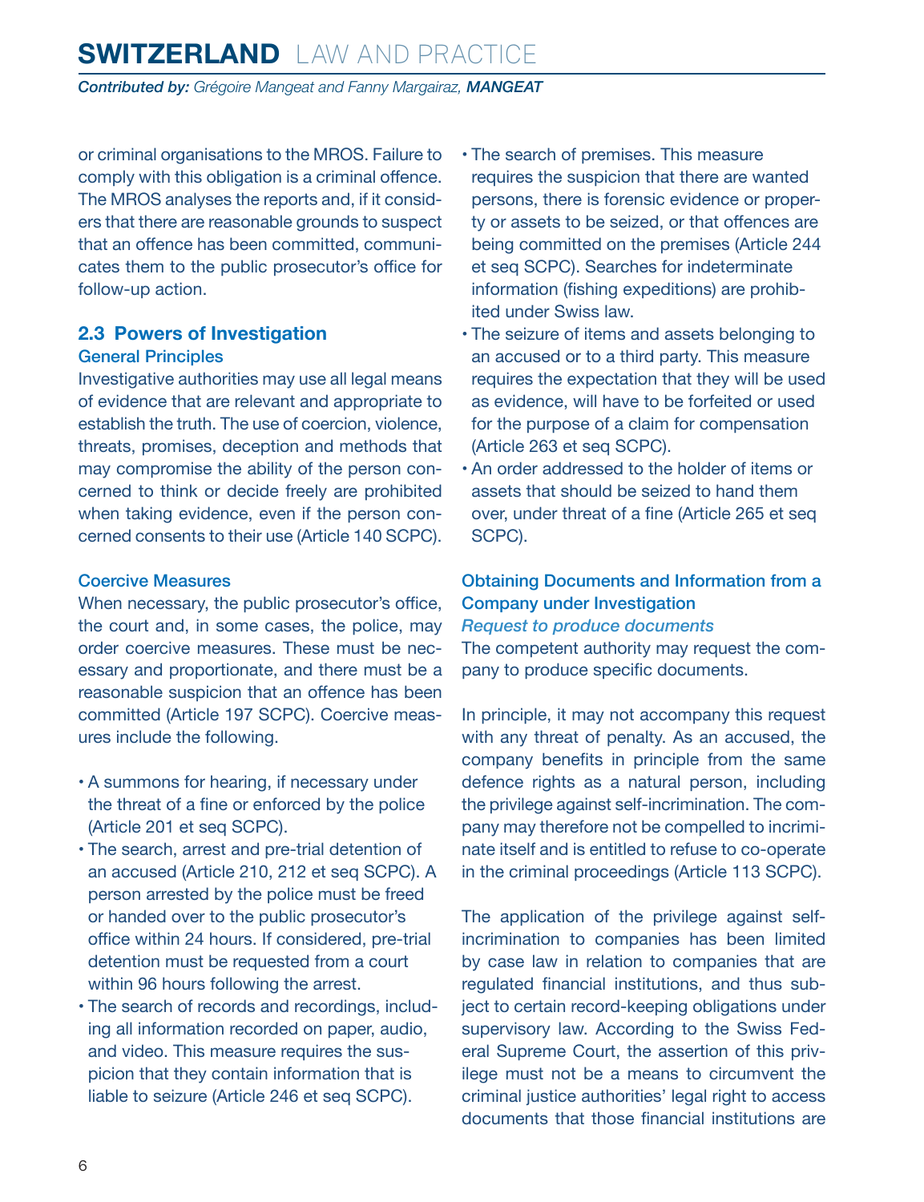or criminal organisations to the MROS. Failure to comply with this obligation is a criminal offence. The MROS analyses the reports and, if it considers that there are reasonable grounds to suspect that an offence has been committed, communicates them to the public prosecutor's office for follow-up action.

## 2.3 Powers of Investigation

### General Principles

Investigative authorities may use all legal means of evidence that are relevant and appropriate to establish the truth. The use of coercion, violence, threats, promises, deception and methods that may compromise the ability of the person concerned to think or decide freely are prohibited when taking evidence, even if the person concerned consents to their use (Article 140 SCPC).

### Coercive Measures

When necessary, the public prosecutor's office, the court and, in some cases, the police, may order coercive measures. These must be necessary and proportionate, and there must be a reasonable suspicion that an offence has been committed (Article 197 SCPC). Coercive measures include the following.

- A summons for hearing, if necessary under the threat of a fine or enforced by the police (Article 201 et seq SCPC).
- The search, arrest and pre-trial detention of an accused (Article 210, 212 et seq SCPC). A person arrested by the police must be freed or handed over to the public prosecutor's office within 24 hours. If considered, pre-trial detention must be requested from a court within 96 hours following the arrest.
- The search of records and recordings, including all information recorded on paper, audio, and video. This measure requires the suspicion that they contain information that is liable to seizure (Article 246 et seq SCPC).
- The search of premises. This measure requires the suspicion that there are wanted persons, there is forensic evidence or property or assets to be seized, or that offences are being committed on the premises (Article 244 et seq SCPC). Searches for indeterminate information (fishing expeditions) are prohibited under Swiss law.
- The seizure of items and assets belonging to an accused or to a third party. This measure requires the expectation that they will be used as evidence, will have to be forfeited or used for the purpose of a claim for compensation (Article 263 et seq SCPC).
- An order addressed to the holder of items or assets that should be seized to hand them over, under threat of a fine (Article 265 et seq SCPC).

### Obtaining Documents and Information from a Company under Investigation

#### *Request to produce documents*

The competent authority may request the company to produce specific documents.

In principle, it may not accompany this request with any threat of penalty. As an accused, the company benefits in principle from the same defence rights as a natural person, including the privilege against self-incrimination. The company may therefore not be compelled to incriminate itself and is entitled to refuse to co-operate in the criminal proceedings (Article 113 SCPC).

The application of the privilege against self-incrimination to companies has been limited by case law in relation to companies that are regulated financial institutions, and thus subject to certain record-keeping obligations under supervisory law. According to the Swiss Federal Supreme Court, the assertion of this privilege must not be a means to circumvent the criminal justice authorities' legal right to access documents that those financial institutions are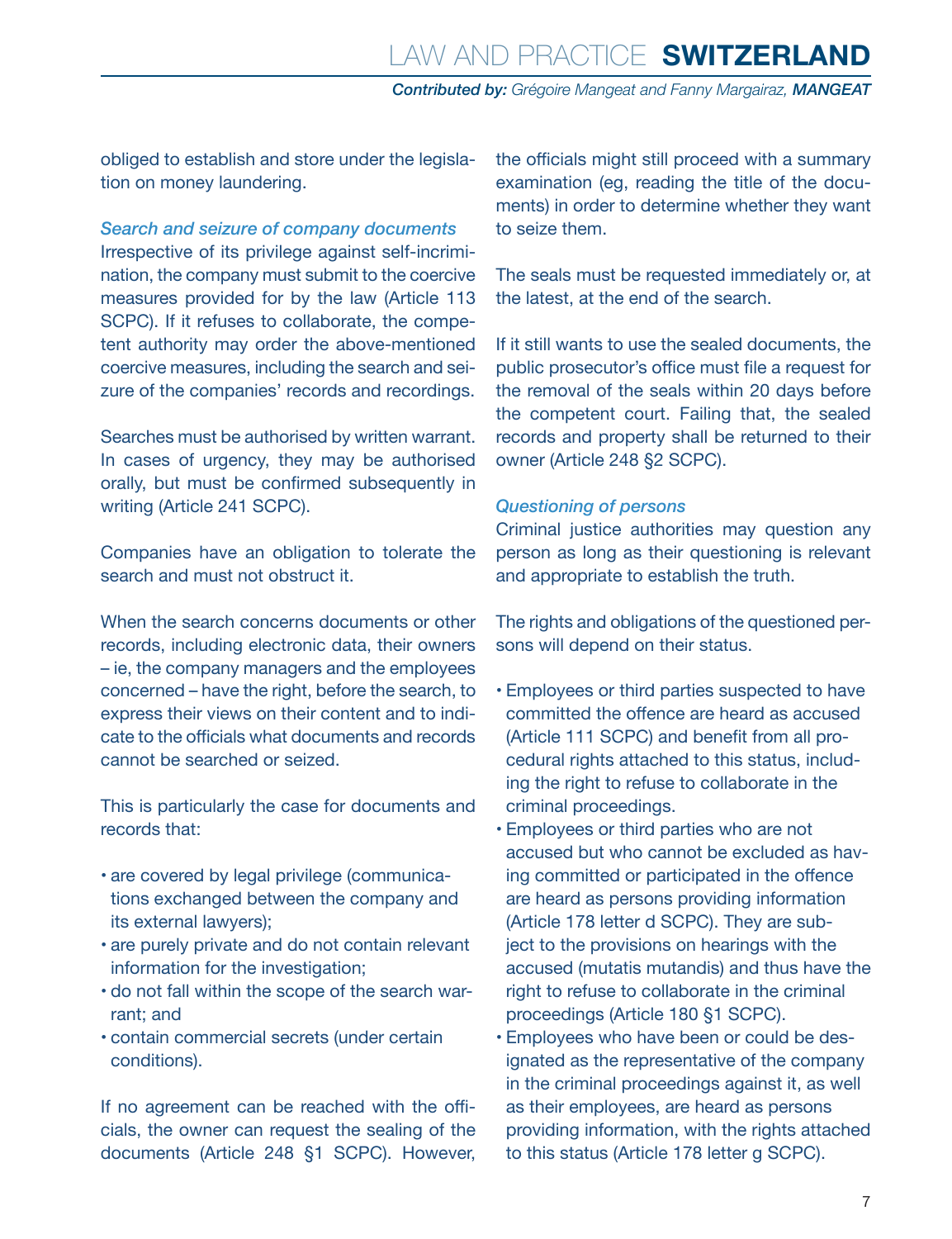obliged to establish and store under the legislation on money laundering.

### *Search and seizure of company documents*

Irrespective of its privilege against self-incrimination, the company must submit to the coercive measures provided for by the law (Article 113 SCPC). If it refuses to collaborate, the competent authority may order the above-mentioned coercive measures, including the search and seizure of the companies' records and recordings.

Searches must be authorised by written warrant. In cases of urgency, they may be authorised orally, but must be confirmed subsequently in writing (Article 241 SCPC).

Companies have an obligation to tolerate the search and must not obstruct it.

When the search concerns documents or other records, including electronic data, their owners – ie, the company managers and the employees concerned – have the right, before the search, to express their views on their content and to indicate to the officials what documents and records cannot be searched or seized.

This is particularly the case for documents and records that:

- are covered by legal privilege (communications exchanged between the company and its external lawyers);
- are purely private and do not contain relevant information for the investigation;
- do not fall within the scope of the search warrant; and
- contain commercial secrets (under certain conditions).

If no agreement can be reached with the officials, the owner can request the sealing of the documents (Article 248 §1 SCPC). However, the officials might still proceed with a summary examination (eg, reading the title of the documents) in order to determine whether they want to seize them.

The seals must be requested immediately or, at the latest, at the end of the search.

If it still wants to use the sealed documents, the public prosecutor's office must file a request for the removal of the seals within 20 days before the competent court. Failing that, the sealed records and property shall be returned to their owner (Article 248 §2 SCPC).

### *Questioning of persons*

Criminal justice authorities may question any person as long as their questioning is relevant and appropriate to establish the truth.

The rights and obligations of the questioned persons will depend on their status.

- Employees or third parties suspected to have committed the offence are heard as accused (Article 111 SCPC) and benefit from all procedural rights attached to this status, including the right to refuse to collaborate in the criminal proceedings.
- Employees or third parties who are not accused but who cannot be excluded as having committed or participated in the offence are heard as persons providing information (Article 178 letter d SCPC). They are subject to the provisions on hearings with the accused (mutatis mutandis) and thus have the right to refuse to collaborate in the criminal proceedings (Article 180 §1 SCPC).
- Employees who have been or could be designated as the representative of the company in the criminal proceedings against it, as well as their employees, are heard as persons providing information, with the rights attached to this status (Article 178 letter g SCPC).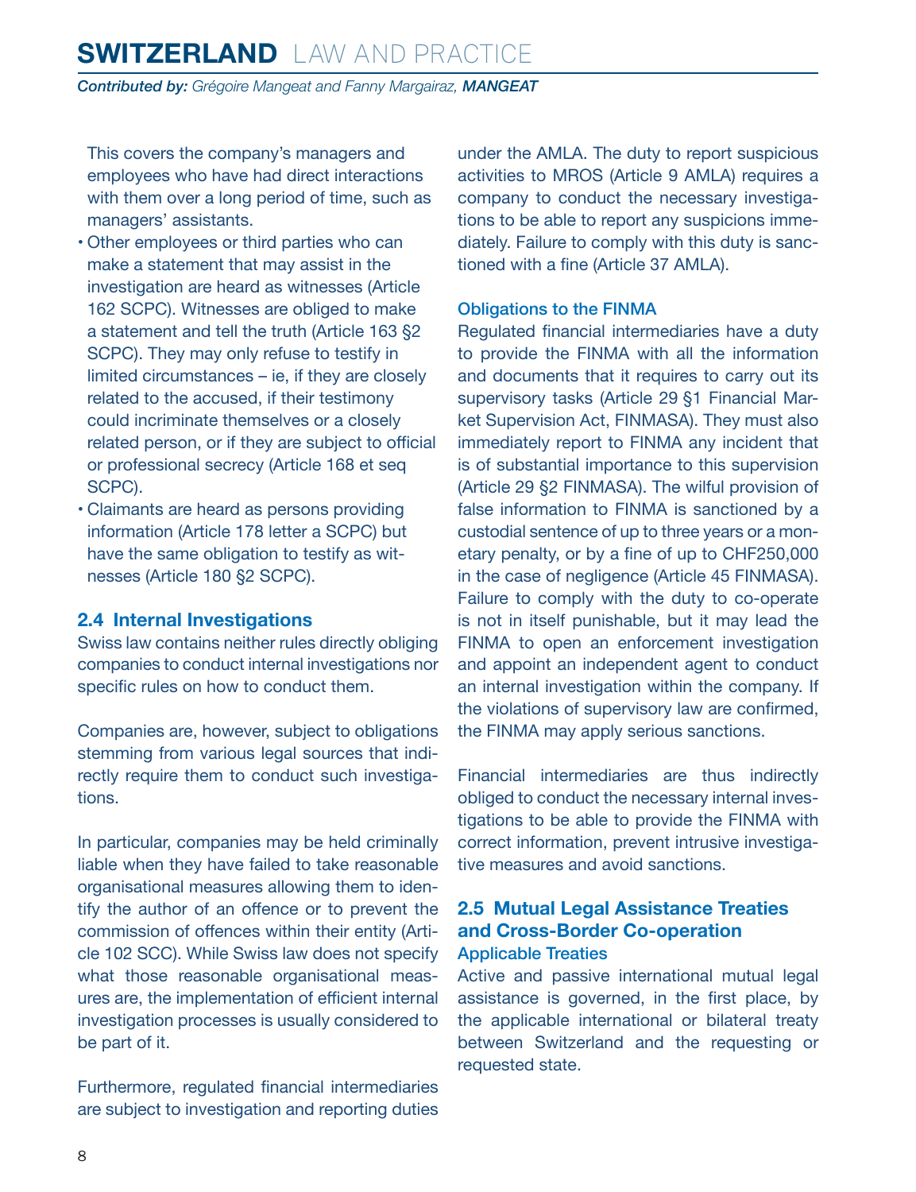This covers the company's managers and employees who have had direct interactions with them over a long period of time, such as managers' assistants.

- Other employees or third parties who can make a statement that may assist in the investigation are heard as witnesses (Article 162 SCPC). Witnesses are obliged to make a statement and tell the truth (Article 163 §2 SCPC). They may only refuse to testify in limited circumstances – ie, if they are closely related to the accused, if their testimony could incriminate themselves or a closely related person, or if they are subject to official or professional secrecy (Article 168 et seq SCPC).
- Claimants are heard as persons providing information (Article 178 letter a SCPC) but have the same obligation to testify as witnesses (Article 180 §2 SCPC).

## 2.4 Internal Investigations

Swiss law contains neither rules directly obliging companies to conduct internal investigations nor specific rules on how to conduct them.

Companies are, however, subject to obligations stemming from various legal sources that indirectly require them to conduct such investigations.

In particular, companies may be held criminally liable when they have failed to take reasonable organisational measures allowing them to identify the author of an offence or to prevent the commission of offences within their entity (Article 102 SCC). While Swiss law does not specify what those reasonable organisational measures are, the implementation of efficient internal investigation processes is usually considered to be part of it.

Furthermore, regulated financial intermediaries are subject to investigation and reporting duties under the AMLA. The duty to report suspicious activities to MROS (Article 9 AMLA) requires a company to conduct the necessary investigations to be able to report any suspicions immediately. Failure to comply with this duty is sanctioned with a fine (Article 37 AMLA).

### Obligations to the FINMA

Regulated financial intermediaries have a duty to provide the FINMA with all the information and documents that it requires to carry out its supervisory tasks (Article 29 §1 Financial Market Supervision Act, FINMASA). They must also immediately report to FINMA any incident that is of substantial importance to this supervision (Article 29 §2 FINMASA). The wilful provision of false information to FINMA is sanctioned by a custodial sentence of up to three years or a monetary penalty, or by a fine of up to CHF250,000 in the case of negligence (Article 45 FINMASA). Failure to comply with the duty to co-operate is not in itself punishable, but it may lead the FINMA to open an enforcement investigation and appoint an independent agent to conduct an internal investigation within the company. If the violations of supervisory law are confirmed, the FINMA may apply serious sanctions.

Financial intermediaries are thus indirectly obliged to conduct the necessary internal investigations to be able to provide the FINMA with correct information, prevent intrusive investigative measures and avoid sanctions.

## 2.5 Mutual Legal Assistance Treaties and Cross-Border Co-operation

### Applicable Treaties

Active and passive international mutual legal assistance is governed, in the first place, by the applicable international or bilateral treaty between Switzerland and the requesting or requested state.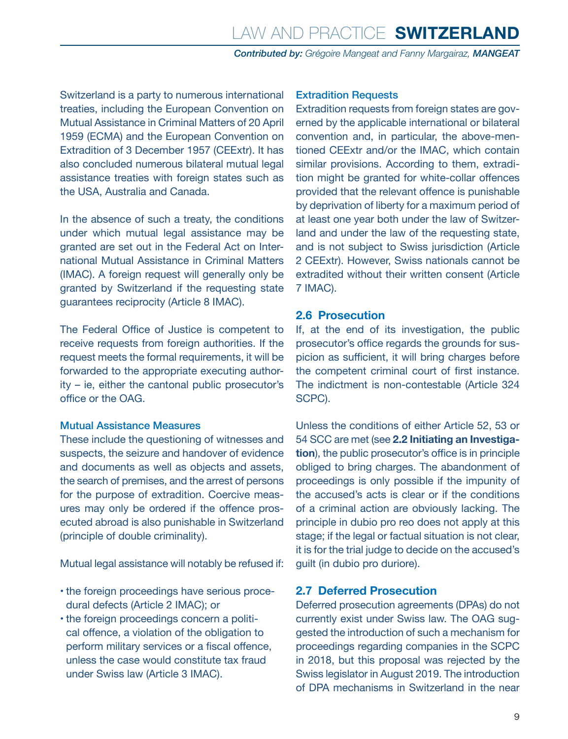Switzerland is a party to numerous international treaties, including the European Convention on Mutual Assistance in Criminal Matters of 20 April 1959 (ECMA) and the European Convention on Extradition of 3 December 1957 (CEExtr). It has also concluded numerous bilateral mutual legal assistance treaties with foreign states such as the USA, Australia and Canada.

In the absence of such a treaty, the conditions under which mutual legal assistance may be granted are set out in the Federal Act on International Mutual Assistance in Criminal Matters (IMAC). A foreign request will generally only be granted by Switzerland if the requesting state guarantees reciprocity (Article 8 IMAC).

The Federal Office of Justice is competent to receive requests from foreign authorities. If the request meets the formal requirements, it will be forwarded to the appropriate executing authority – ie, either the cantonal public prosecutor's office or the OAG.

### Mutual Assistance Measures

These include the questioning of witnesses and suspects, the seizure and handover of evidence and documents as well as objects and assets, the search of premises, and the arrest of persons for the purpose of extradition. Coercive measures may only be ordered if the offence prosecuted abroad is also punishable in Switzerland (principle of double criminality).

Mutual legal assistance will notably be refused if:

- the foreign proceedings have serious procedural defects (Article 2 IMAC); or
- the foreign proceedings concern a political offence, a violation of the obligation to perform military services or a fiscal offence, unless the case would constitute tax fraud under Swiss law (Article 3 IMAC).

### Extradition Requests

Extradition requests from foreign states are governed by the applicable international or bilateral convention and, in particular, the above-mentioned CEExtr and/or the IMAC, which contain similar provisions. According to them, extradition might be granted for white-collar offences provided that the relevant offence is punishable by deprivation of liberty for a maximum period of at least one year both under the law of Switzerland and under the law of the requesting state, and is not subject to Swiss jurisdiction (Article 2 CEExtr). However, Swiss nationals cannot be extradited without their written consent (Article 7 IMAC).

## 2.6 Prosecution

If, at the end of its investigation, the public prosecutor's office regards the grounds for suspicion as sufficient, it will bring charges before the competent criminal court of first instance. The indictment is non-contestable (Article 324 SCPC).

Unless the conditions of either Article 52, 53 or 54 SCC are met (see **2.2 Initiating an Investigation**), the public prosecutor's office is in principle obliged to bring charges. The abandonment of proceedings is only possible if the impunity of the accused's acts is clear or if the conditions of a criminal action are obviously lacking. The principle in dubio pro reo does not apply at this stage; if the legal or factual situation is not clear, it is for the trial judge to decide on the accused's guilt (in dubio pro duriore).

## 2.7 Deferred Prosecution

Deferred prosecution agreements (DPAs) do not currently exist under Swiss law. The OAG suggested the introduction of such a mechanism for proceedings regarding companies in the SCPC in 2018, but this proposal was rejected by the Swiss legislator in August 2019. The introduction of DPA mechanisms in Switzerland in the near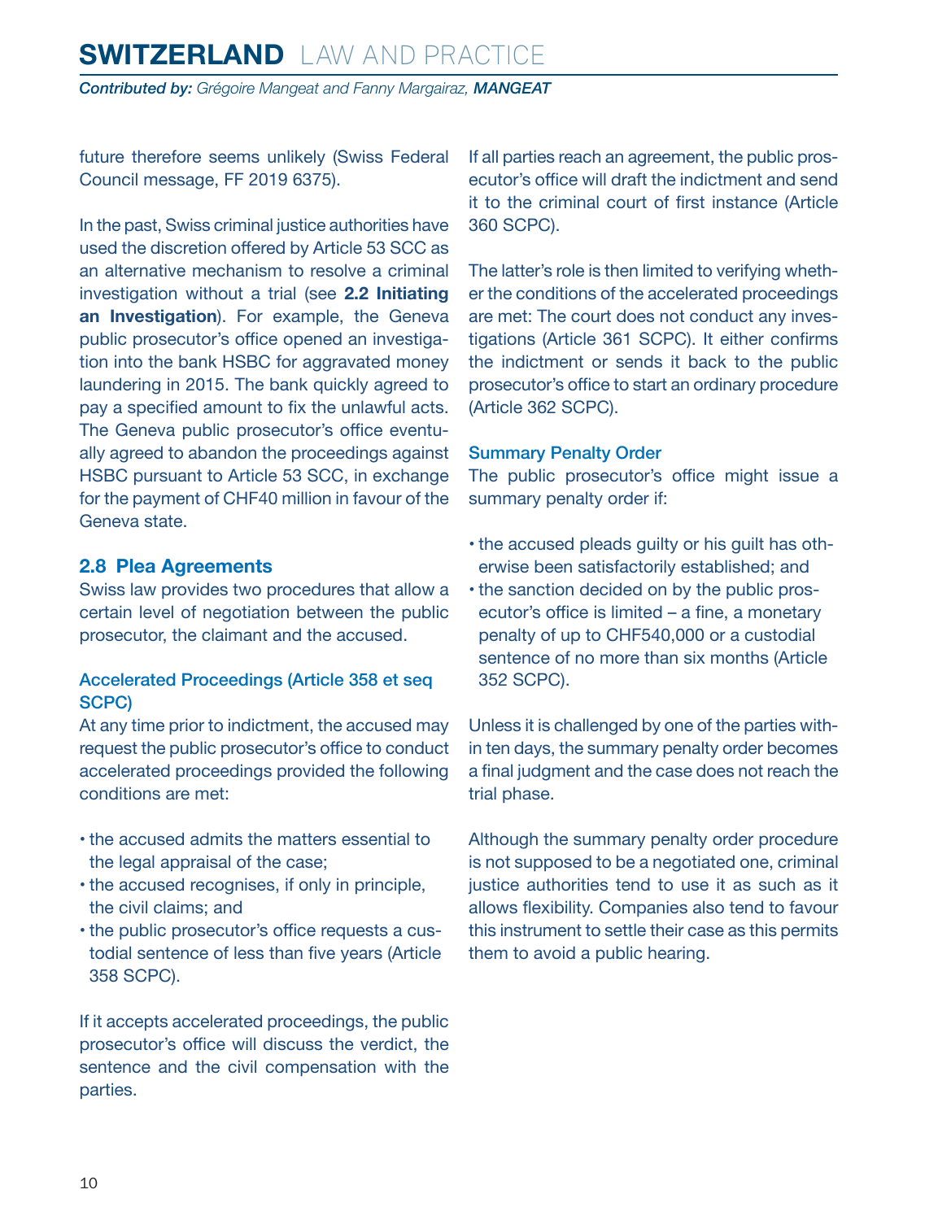future therefore seems unlikely (Swiss Federal Council message, FF 2019 6375).

In the past, Swiss criminal justice authorities have used the discretion offered by Article 53 SCC as an alternative mechanism to resolve a criminal investigation without a trial (see **2.2 Initiating an Investigation**). For example, the Geneva public prosecutor's office opened an investigation into the bank HSBC for aggravated money laundering in 2015. The bank quickly agreed to pay a specified amount to fix the unlawful acts. The Geneva public prosecutor's office eventually agreed to abandon the proceedings against HSBC pursuant to Article 53 SCC, in exchange for the payment of CHF40 million in favour of the Geneva state.

## 2.8 Plea Agreements

Swiss law provides two procedures that allow a certain level of negotiation between the public prosecutor, the claimant and the accused.

### Accelerated Proceedings (Article 358 et seq SCPC)

At any time prior to indictment, the accused may request the public prosecutor's office to conduct accelerated proceedings provided the following conditions are met:

- the accused admits the matters essential to the legal appraisal of the case;
- the accused recognises, if only in principle, the civil claims; and
- the public prosecutor's office requests a custodial sentence of less than five years (Article 358 SCPC).

If it accepts accelerated proceedings, the public prosecutor's office will discuss the verdict, the sentence and the civil compensation with the parties.

If all parties reach an agreement, the public prosecutor's office will draft the indictment and send it to the criminal court of first instance (Article 360 SCPC).

The latter's role is then limited to verifying whether the conditions of the accelerated proceedings are met: The court does not conduct any investigations (Article 361 SCPC). It either confirms the indictment or sends it back to the public prosecutor's office to start an ordinary procedure (Article 362 SCPC).

### Summary Penalty Order

The public prosecutor's office might issue a summary penalty order if:

- the accused pleads guilty or his guilt has otherwise been satisfactorily established; and
- the sanction decided on by the public prosecutor's office is limited – a fine, a monetary penalty of up to CHF540,000 or a custodial sentence of no more than six months (Article 352 SCPC).

Unless it is challenged by one of the parties within ten days, the summary penalty order becomes a final judgment and the case does not reach the trial phase.

Although the summary penalty order procedure is not supposed to be a negotiated one, criminal justice authorities tend to use it as such as it allows flexibility. Companies also tend to favour this instrument to settle their case as this permits them to avoid a public hearing.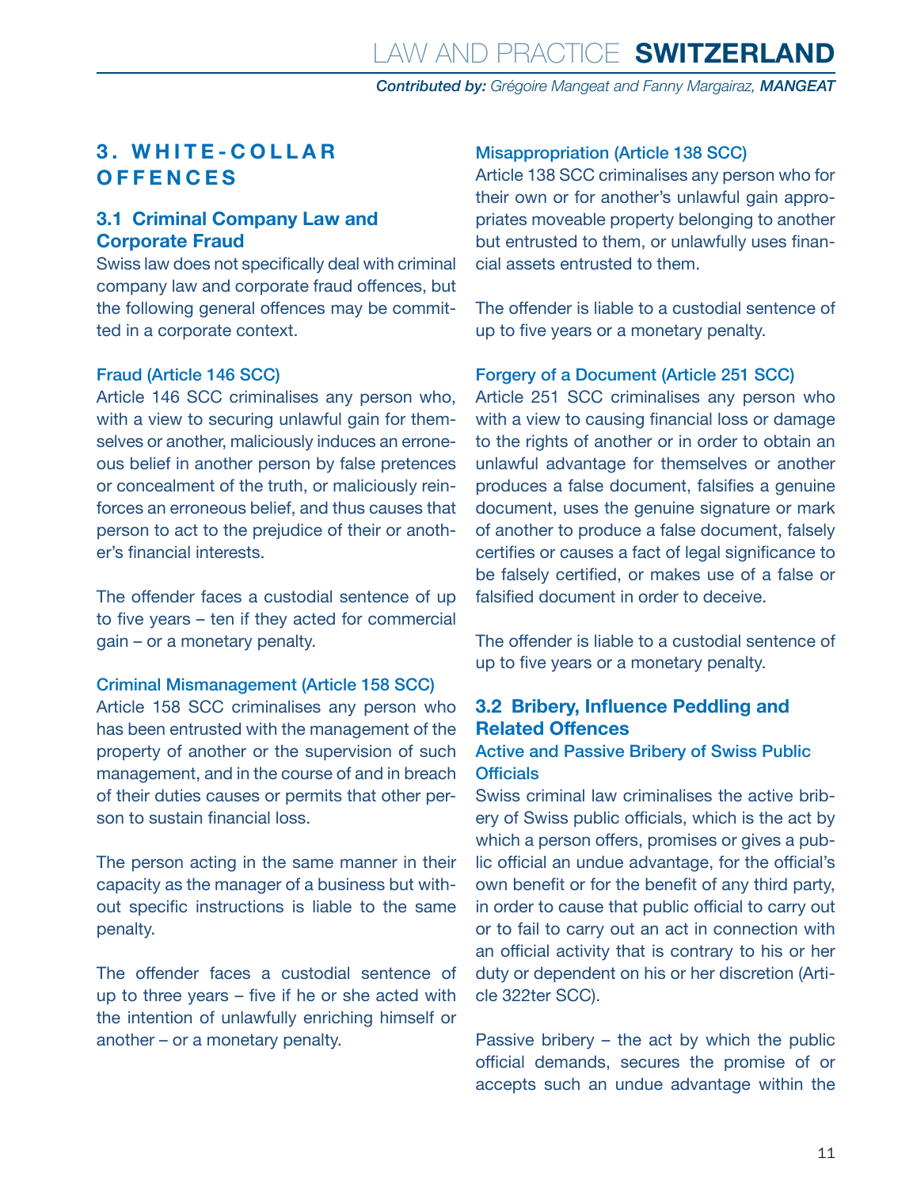## 3. WHITE-COLLAR OFFENCES

### 3.1 Criminal Company Law and Corporate Fraud

Swiss law does not specifically deal with criminal company law and corporate fraud offences, but the following general offences may be committed in a corporate context.

#### Fraud (Article 146 SCC)

Article 146 SCC criminalises any person who, with a view to securing unlawful gain for themselves or another, maliciously induces an erroneous belief in another person by false pretences or concealment of the truth, or maliciously reinforces an erroneous belief, and thus causes that person to act to the prejudice of their or another's financial interests.

The offender faces a custodial sentence of up to five years – ten if they acted for commercial gain – or a monetary penalty.

#### Criminal Mismanagement (Article 158 SCC)

Article 158 SCC criminalises any person who has been entrusted with the management of the property of another or the supervision of such management, and in the course of and in breach of their duties causes or permits that other person to sustain financial loss.

The person acting in the same manner in their capacity as the manager of a business but without specific instructions is liable to the same penalty.

The offender faces a custodial sentence of up to three years – five if he or she acted with the intention of unlawfully enriching himself or another – or a monetary penalty.

#### Misappropriation (Article 138 SCC)

Article 138 SCC criminalises any person who for their own or for another's unlawful gain appropriates moveable property belonging to another but entrusted to them, or unlawfully uses financial assets entrusted to them.

The offender is liable to a custodial sentence of up to five years or a monetary penalty.

#### Forgery of a Document (Article 251 SCC)

Article 251 SCC criminalises any person who with a view to causing financial loss or damage to the rights of another or in order to obtain an unlawful advantage for themselves or another produces a false document, falsifies a genuine document, uses the genuine signature or mark of another to produce a false document, falsely certifies or causes a fact of legal significance to be falsely certified, or makes use of a false or falsified document in order to deceive.

The offender is liable to a custodial sentence of up to five years or a monetary penalty.

### 3.2 Bribery, Influence Peddling and Related Offences

#### Active and Passive Bribery of Swiss Public Officials

Swiss criminal law criminalises the active bribery of Swiss public officials, which is the act by which a person offers, promises or gives a public official an undue advantage, for the official's own benefit or for the benefit of any third party, in order to cause that public official to carry out or to fail to carry out an act in connection with an official activity that is contrary to his or her duty or dependent on his or her discretion (Article 322ter SCC).

Passive bribery – the act by which the public official demands, secures the promise of or accepts such an undue advantage within the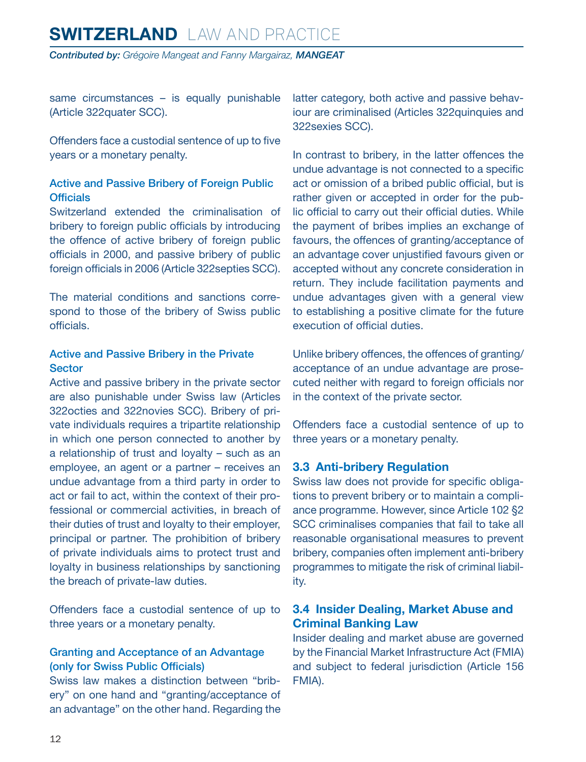same circumstances – is equally punishable (Article 322quater SCC).

Offenders face a custodial sentence of up to five years or a monetary penalty.

### Active and Passive Bribery of Foreign Public Officials

Switzerland extended the criminalisation of bribery to foreign public officials by introducing the offence of active bribery of foreign public officials in 2000, and passive bribery of public foreign officials in 2006 (Article 322septies SCC).

The material conditions and sanctions correspond to those of the bribery of Swiss public officials.

### Active and Passive Bribery in the Private Sector

Active and passive bribery in the private sector are also punishable under Swiss law (Articles 322octies and 322novies SCC). Bribery of private individuals requires a tripartite relationship in which one person connected to another by a relationship of trust and loyalty – such as an employee, an agent or a partner – receives an undue advantage from a third party in order to act or fail to act, within the context of their professional or commercial activities, in breach of their duties of trust and loyalty to their employer, principal or partner. The prohibition of bribery of private individuals aims to protect trust and loyalty in business relationships by sanctioning the breach of private-law duties.

Offenders face a custodial sentence of up to three years or a monetary penalty.

### Granting and Acceptance of an Advantage (only for Swiss Public Officials)

Swiss law makes a distinction between "bribery" on one hand and "granting/acceptance of an advantage" on the other hand. Regarding the latter category, both active and passive behaviour are criminalised (Articles 322quinquies and 322sexies SCC).

In contrast to bribery, in the latter offences the undue advantage is not connected to a specific act or omission of a bribed public official, but is rather given or accepted in order for the public official to carry out their official duties. While the payment of bribes implies an exchange of favours, the offences of granting/acceptance of an advantage cover unjustified favours given or accepted without any concrete consideration in return. They include facilitation payments and undue advantages given with a general view to establishing a positive climate for the future execution of official duties.

Unlike bribery offences, the offences of granting/acceptance of an undue advantage are prosecuted neither with regard to foreign officials nor in the context of the private sector.

Offenders face a custodial sentence of up to three years or a monetary penalty.

## 3.3 Anti-bribery Regulation

Swiss law does not provide for specific obligations to prevent bribery or to maintain a compliance programme. However, since Article 102 §2 SCC criminalises companies that fail to take all reasonable organisational measures to prevent bribery, companies often implement anti-bribery programmes to mitigate the risk of criminal liability.

## 3.4 Insider Dealing, Market Abuse and Criminal Banking Law

Insider dealing and market abuse are governed by the Financial Market Infrastructure Act (FMIA) and subject to federal jurisdiction (Article 156 FMIA).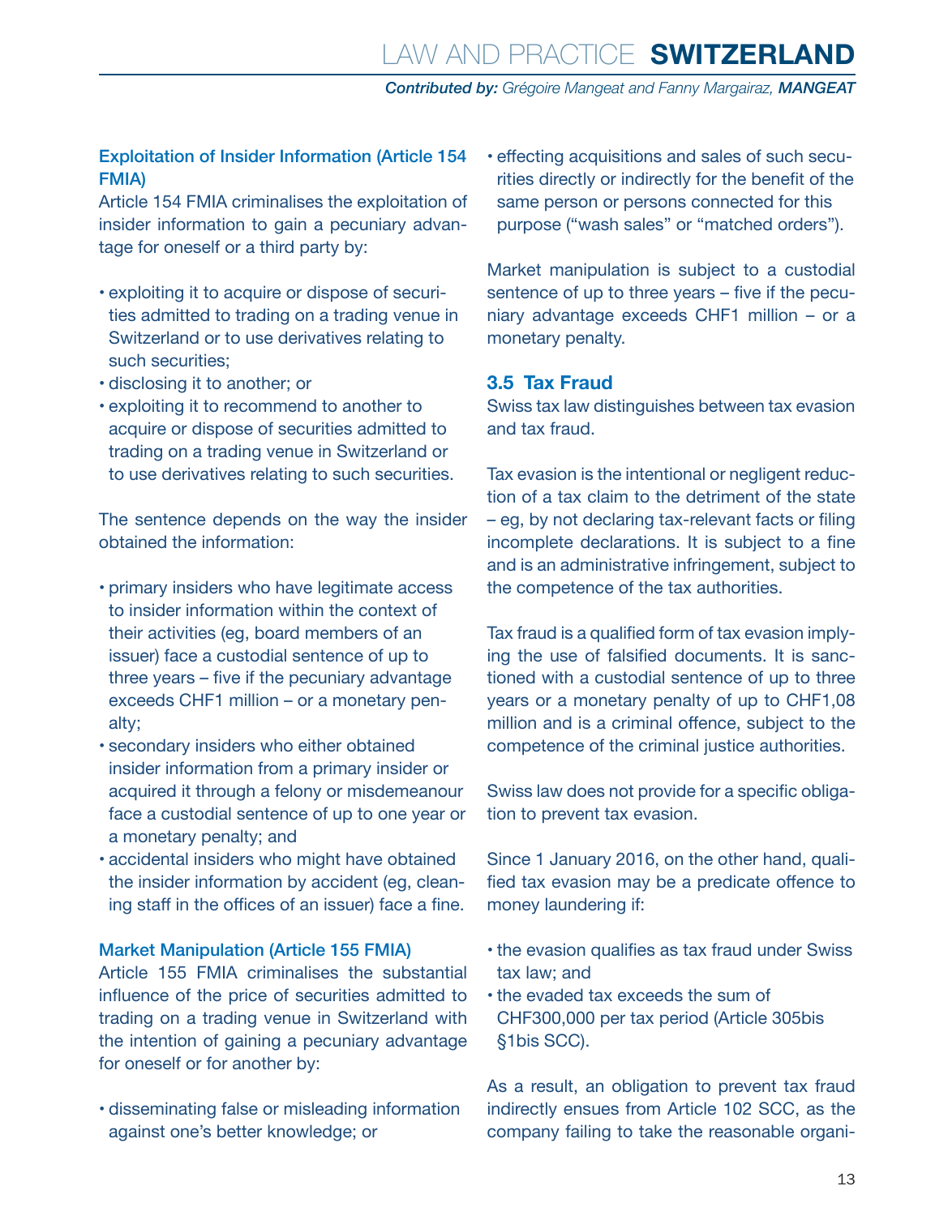### Exploitation of Insider Information (Article 154 FMIA)

Article 154 FMIA criminalises the exploitation of insider information to gain a pecuniary advantage for oneself or a third party by:

- exploiting it to acquire or dispose of securities admitted to trading on a trading venue in Switzerland or to use derivatives relating to such securities;
- disclosing it to another; or
- exploiting it to recommend to another to acquire or dispose of securities admitted to trading on a trading venue in Switzerland or to use derivatives relating to such securities.

The sentence depends on the way the insider obtained the information:

- primary insiders who have legitimate access to insider information within the context of their activities (eg, board members of an issuer) face a custodial sentence of up to three years – five if the pecuniary advantage exceeds CHF1 million – or a monetary penalty;
- secondary insiders who either obtained insider information from a primary insider or acquired it through a felony or misdemeanour face a custodial sentence of up to one year or a monetary penalty; and
- accidental insiders who might have obtained the insider information by accident (eg, cleaning staff in the offices of an issuer) face a fine.

### Market Manipulation (Article 155 FMIA)

Article 155 FMIA criminalises the substantial influence of the price of securities admitted to trading on a trading venue in Switzerland with the intention of gaining a pecuniary advantage for oneself or for another by:

- disseminating false or misleading information against one's better knowledge; or
- effecting acquisitions and sales of such securities directly or indirectly for the benefit of the same person or persons connected for this purpose ("wash sales" or "matched orders").

Market manipulation is subject to a custodial sentence of up to three years – five if the pecuniary advantage exceeds CHF1 million – or a monetary penalty.

## 3.5 Tax Fraud

Swiss tax law distinguishes between tax evasion and tax fraud.

Tax evasion is the intentional or negligent reduction of a tax claim to the detriment of the state – eg, by not declaring tax-relevant facts or filing incomplete declarations. It is subject to a fine and is an administrative infringement, subject to the competence of the tax authorities.

Tax fraud is a qualified form of tax evasion implying the use of falsified documents. It is sanctioned with a custodial sentence of up to three years or a monetary penalty of up to CHF1,08 million and is a criminal offence, subject to the competence of the criminal justice authorities.

Swiss law does not provide for a specific obligation to prevent tax evasion.

Since 1 January 2016, on the other hand, qualified tax evasion may be a predicate offence to money laundering if:

- the evasion qualifies as tax fraud under Swiss tax law; and
- the evaded tax exceeds the sum of CHF300,000 per tax period (Article 305bis §1bis SCC).

As a result, an obligation to prevent tax fraud indirectly ensues from Article 102 SCC, as the company failing to take the reasonable organi-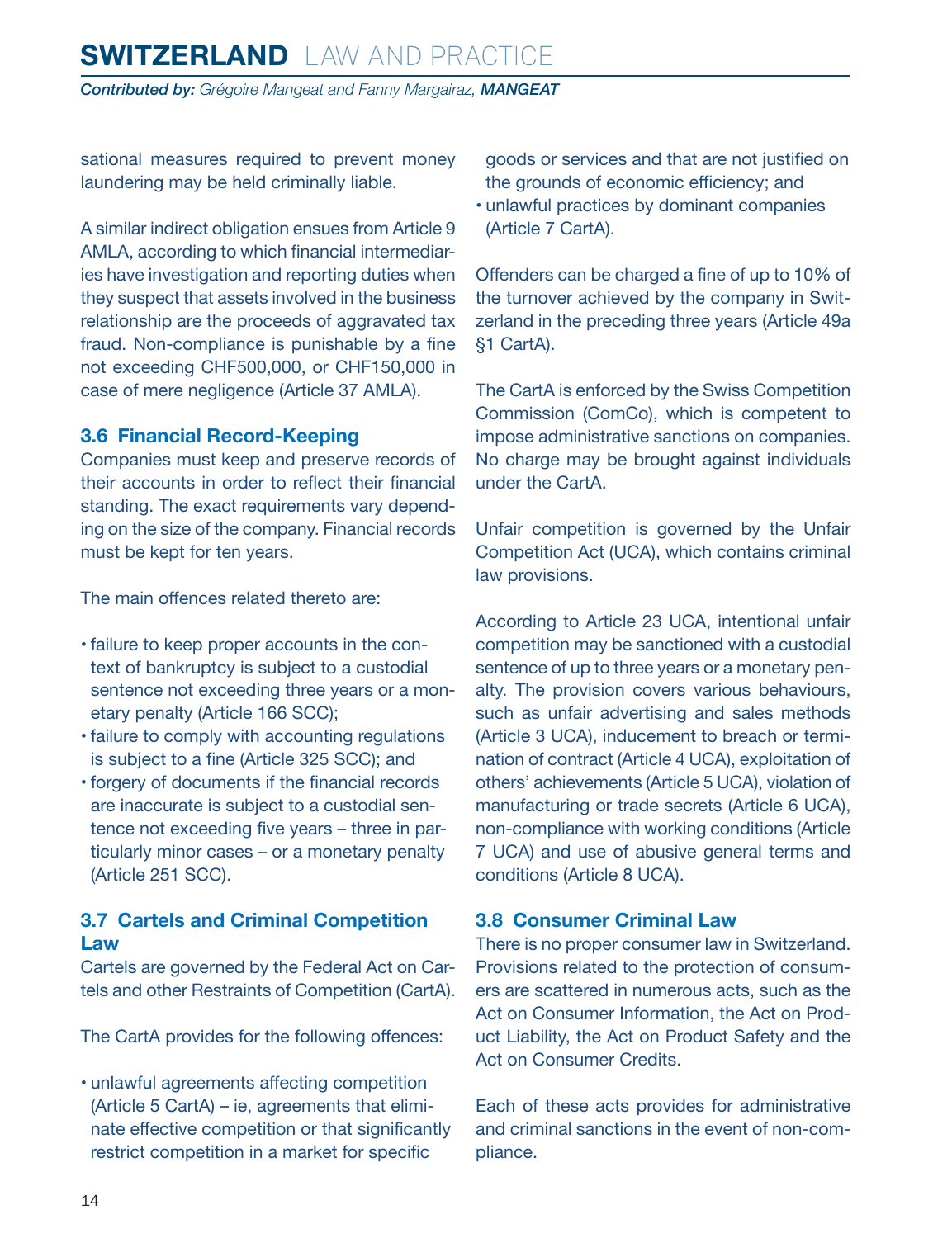sational measures required to prevent money laundering may be held criminally liable.

A similar indirect obligation ensues from Article 9 AMLA, according to which financial intermediaries have investigation and reporting duties when they suspect that assets involved in the business relationship are the proceeds of aggravated tax fraud. Non-compliance is punishable by a fine not exceeding CHF500,000, or CHF150,000 in case of mere negligence (Article 37 AMLA).

### 3.6 Financial Record-Keeping

Companies must keep and preserve records of their accounts in order to reflect their financial standing. The exact requirements vary depending on the size of the company. Financial records must be kept for ten years.

The main offences related thereto are:

- failure to keep proper accounts in the context of bankruptcy is subject to a custodial sentence not exceeding three years or a monetary penalty (Article 166 SCC);
- failure to comply with accounting regulations is subject to a fine (Article 325 SCC); and
- forgery of documents if the financial records are inaccurate is subject to a custodial sentence not exceeding five years – three in particularly minor cases – or a monetary penalty (Article 251 SCC).

### 3.7 Cartels and Criminal Competition Law

Cartels are governed by the Federal Act on Cartels and other Restraints of Competition (CartA).

The CartA provides for the following offences:

- unlawful agreements affecting competition (Article 5 CartA) – ie, agreements that eliminate effective competition or that significantly restrict competition in a market for specific goods or services and that are not justified on the grounds of economic efficiency; and
- unlawful practices by dominant companies (Article 7 CartA).

Offenders can be charged a fine of up to 10% of the turnover achieved by the company in Switzerland in the preceding three years (Article 49a §1 CartA).

The CartA is enforced by the Swiss Competition Commission (ComCo), which is competent to impose administrative sanctions on companies. No charge may be brought against individuals under the CartA.

Unfair competition is governed by the Unfair Competition Act (UCA), which contains criminal law provisions.

According to Article 23 UCA, intentional unfair competition may be sanctioned with a custodial sentence of up to three years or a monetary penalty. The provision covers various behaviours, such as unfair advertising and sales methods (Article 3 UCA), inducement to breach or termination of contract (Article 4 UCA), exploitation of others' achievements (Article 5 UCA), violation of manufacturing or trade secrets (Article 6 UCA), non-compliance with working conditions (Article 7 UCA) and use of abusive general terms and conditions (Article 8 UCA).

### 3.8 Consumer Criminal Law

There is no proper consumer law in Switzerland. Provisions related to the protection of consumers are scattered in numerous acts, such as the Act on Consumer Information, the Act on Product Liability, the Act on Product Safety and the Act on Consumer Credits.

Each of these acts provides for administrative and criminal sanctions in the event of non-compliance.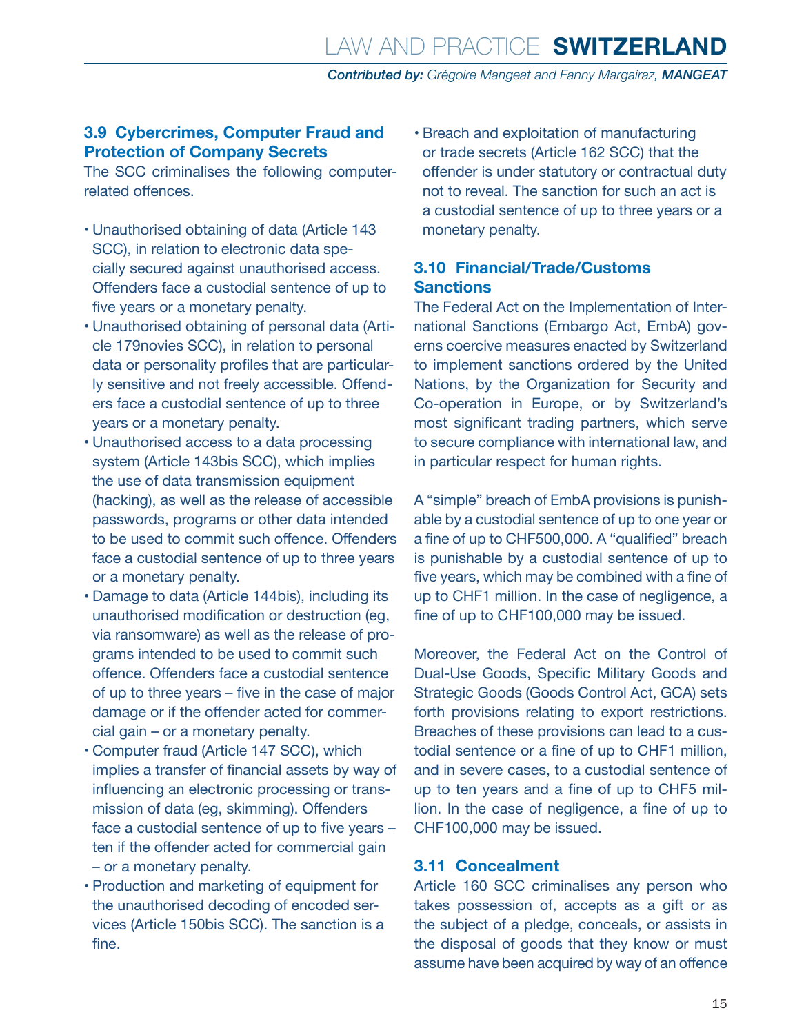### 3.9 Cybercrimes, Computer Fraud and Protection of Company Secrets

The SCC criminalises the following computer-related offences.

- Unauthorised obtaining of data (Article 143 SCC), in relation to electronic data specially secured against unauthorised access. Offenders face a custodial sentence of up to five years or a monetary penalty.
- Unauthorised obtaining of personal data (Article 179novies SCC), in relation to personal data or personality profiles that are particularly sensitive and not freely accessible. Offenders face a custodial sentence of up to three years or a monetary penalty.
- Unauthorised access to a data processing system (Article 143bis SCC), which implies the use of data transmission equipment (hacking), as well as the release of accessible passwords, programs or other data intended to be used to commit such offence. Offenders face a custodial sentence of up to three years or a monetary penalty.
- Damage to data (Article 144bis), including its unauthorised modification or destruction (eg, via ransomware) as well as the release of programs intended to be used to commit such offence. Offenders face a custodial sentence of up to three years – five in the case of major damage or if the offender acted for commercial gain – or a monetary penalty.
- Computer fraud (Article 147 SCC), which implies a transfer of financial assets by way of influencing an electronic processing or transmission of data (eg, skimming). Offenders face a custodial sentence of up to five years – ten if the offender acted for commercial gain – or a monetary penalty.
- Production and marketing of equipment for the unauthorised decoding of encoded services (Article 150bis SCC). The sanction is a fine.
- Breach and exploitation of manufacturing or trade secrets (Article 162 SCC) that the offender is under statutory or contractual duty not to reveal. The sanction for such an act is a custodial sentence of up to three years or a monetary penalty.

### 3.10 Financial/Trade/Customs Sanctions

The Federal Act on the Implementation of International Sanctions (Embargo Act, EmbA) governs coercive measures enacted by Switzerland to implement sanctions ordered by the United Nations, by the Organization for Security and Co-operation in Europe, or by Switzerland's most significant trading partners, which serve to secure compliance with international law, and in particular respect for human rights.

A "simple" breach of EmbA provisions is punishable by a custodial sentence of up to one year or a fine of up to CHF500,000. A "qualified" breach is punishable by a custodial sentence of up to five years, which may be combined with a fine of up to CHF1 million. In the case of negligence, a fine of up to CHF100,000 may be issued.

Moreover, the Federal Act on the Control of Dual-Use Goods, Specific Military Goods and Strategic Goods (Goods Control Act, GCA) sets forth provisions relating to export restrictions. Breaches of these provisions can lead to a custodial sentence or a fine of up to CHF1 million, and in severe cases, to a custodial sentence of up to ten years and a fine of up to CHF5 million. In the case of negligence, a fine of up to CHF100,000 may be issued.

### 3.11 Concealment

Article 160 SCC criminalises any person who takes possession of, accepts as a gift or as the subject of a pledge, conceals, or assists in the disposal of goods that they know or must assume have been acquired by way of an offence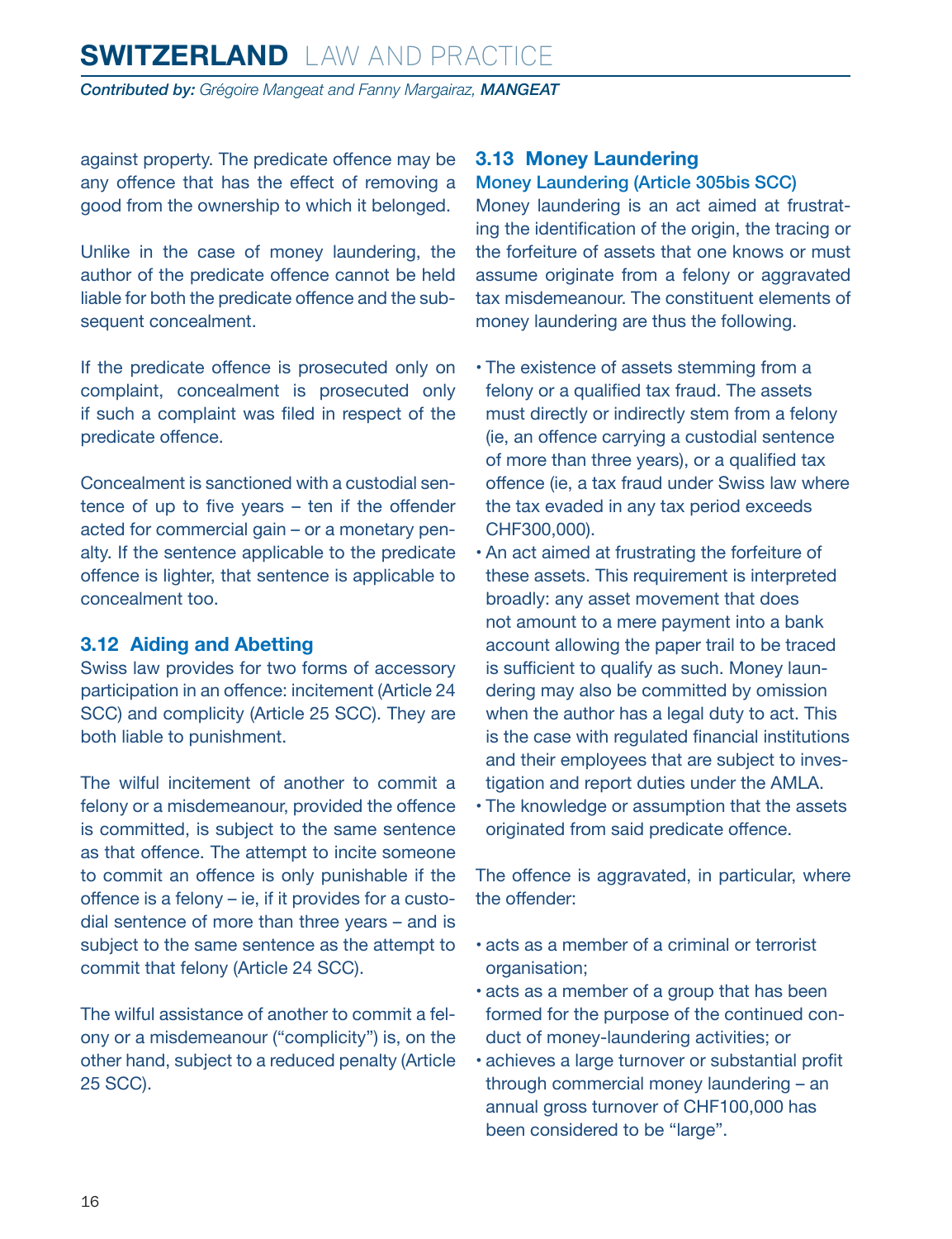against property. The predicate offence may be any offence that has the effect of removing a good from the ownership to which it belonged.

Unlike in the case of money laundering, the author of the predicate offence cannot be held liable for both the predicate offence and the subsequent concealment.

If the predicate offence is prosecuted only on complaint, concealment is prosecuted only if such a complaint was filed in respect of the predicate offence.

Concealment is sanctioned with a custodial sentence of up to five years – ten if the offender acted for commercial gain – or a monetary penalty. If the sentence applicable to the predicate offence is lighter, that sentence is applicable to concealment too.

## 3.12 Aiding and Abetting

Swiss law provides for two forms of accessory participation in an offence: incitement (Article 24 SCC) and complicity (Article 25 SCC). They are both liable to punishment.

The wilful incitement of another to commit a felony or a misdemeanour, provided the offence is committed, is subject to the same sentence as that offence. The attempt to incite someone to commit an offence is only punishable if the offence is a felony – ie, if it provides for a custodial sentence of more than three years – and is subject to the same sentence as the attempt to commit that felony (Article 24 SCC).

The wilful assistance of another to commit a felony or a misdemeanour ("complicity") is, on the other hand, subject to a reduced penalty (Article 25 SCC).

## 3.13 Money Laundering

### Money Laundering (Article 305bis SCC)

Money laundering is an act aimed at frustrating the identification of the origin, the tracing or the forfeiture of assets that one knows or must assume originate from a felony or aggravated tax misdemeanour. The constituent elements of money laundering are thus the following.

- The existence of assets stemming from a felony or a qualified tax fraud. The assets must directly or indirectly stem from a felony (ie, an offence carrying a custodial sentence of more than three years), or a qualified tax offence (ie, a tax fraud under Swiss law where the tax evaded in any tax period exceeds CHF300,000).
- An act aimed at frustrating the forfeiture of these assets. This requirement is interpreted broadly: any asset movement that does not amount to a mere payment into a bank account allowing the paper trail to be traced is sufficient to qualify as such. Money laundering may also be committed by omission when the author has a legal duty to act. This is the case with regulated financial institutions and their employees that are subject to investigation and report duties under the AMLA.
- The knowledge or assumption that the assets originated from said predicate offence.

The offence is aggravated, in particular, where the offender:

- acts as a member of a criminal or terrorist organisation;
- acts as a member of a group that has been formed for the purpose of the continued conduct of money-laundering activities; or
- achieves a large turnover or substantial profit through commercial money laundering – an annual gross turnover of CHF100,000 has been considered to be "large".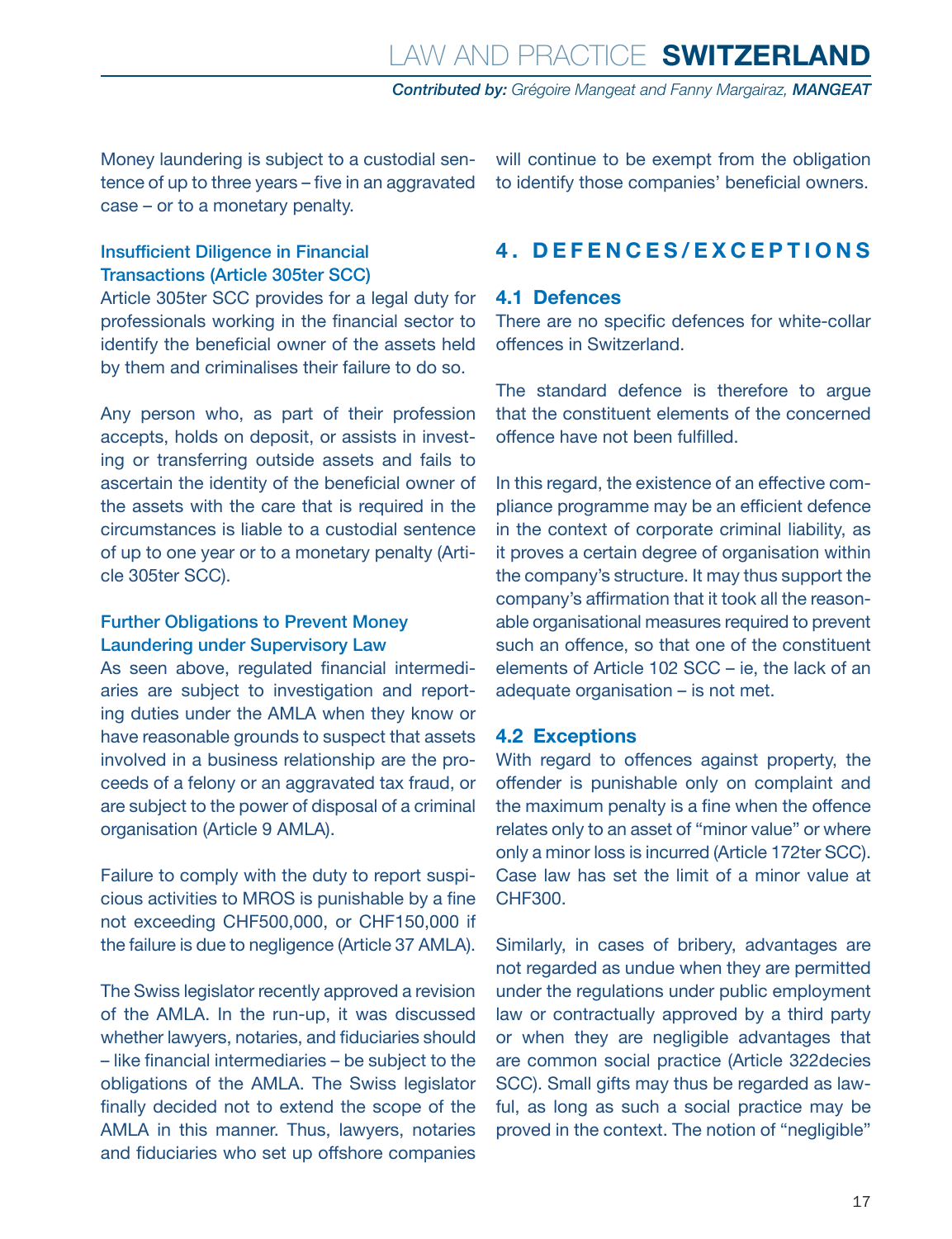Money laundering is subject to a custodial sentence of up to three years – five in an aggravated case – or to a monetary penalty.

### Insufficient Diligence in Financial Transactions (Article 305ter SCC)

Article 305ter SCC provides for a legal duty for professionals working in the financial sector to identify the beneficial owner of the assets held by them and criminalises their failure to do so.

Any person who, as part of their profession accepts, holds on deposit, or assists in investing or transferring outside assets and fails to ascertain the identity of the beneficial owner of the assets with the care that is required in the circumstances is liable to a custodial sentence of up to one year or to a monetary penalty (Article 305ter SCC).

### Further Obligations to Prevent Money Laundering under Supervisory Law

As seen above, regulated financial intermediaries are subject to investigation and reporting duties under the AMLA when they know or have reasonable grounds to suspect that assets involved in a business relationship are the proceeds of a felony or an aggravated tax fraud, or are subject to the power of disposal of a criminal organisation (Article 9 AMLA).

Failure to comply with the duty to report suspicious activities to MROS is punishable by a fine not exceeding CHF500,000, or CHF150,000 if the failure is due to negligence (Article 37 AMLA).

The Swiss legislator recently approved a revision of the AMLA. In the run-up, it was discussed whether lawyers, notaries, and fiduciaries should – like financial intermediaries – be subject to the obligations of the AMLA. The Swiss legislator finally decided not to extend the scope of the AMLA in this manner. Thus, lawyers, notaries and fiduciaries who set up offshore companies will continue to be exempt from the obligation to identify those companies' beneficial owners.

## 4. DEFENCES/EXCEPTIONS

### 4.1 Defences

There are no specific defences for white-collar offences in Switzerland.

The standard defence is therefore to argue that the constituent elements of the concerned offence have not been fulfilled.

In this regard, the existence of an effective compliance programme may be an efficient defence in the context of corporate criminal liability, as it proves a certain degree of organisation within the company's structure. It may thus support the company's affirmation that it took all the reasonable organisational measures required to prevent such an offence, so that one of the constituent elements of Article 102 SCC – ie, the lack of an adequate organisation – is not met.

### 4.2 Exceptions

With regard to offences against property, the offender is punishable only on complaint and the maximum penalty is a fine when the offence relates only to an asset of "minor value" or where only a minor loss is incurred (Article 172ter SCC). Case law has set the limit of a minor value at CHF300.

Similarly, in cases of bribery, advantages are not regarded as undue when they are permitted under the regulations under public employment law or contractually approved by a third party or when they are negligible advantages that are common social practice (Article 322decies SCC). Small gifts may thus be regarded as lawful, as long as such a social practice may be proved in the context. The notion of "negligible"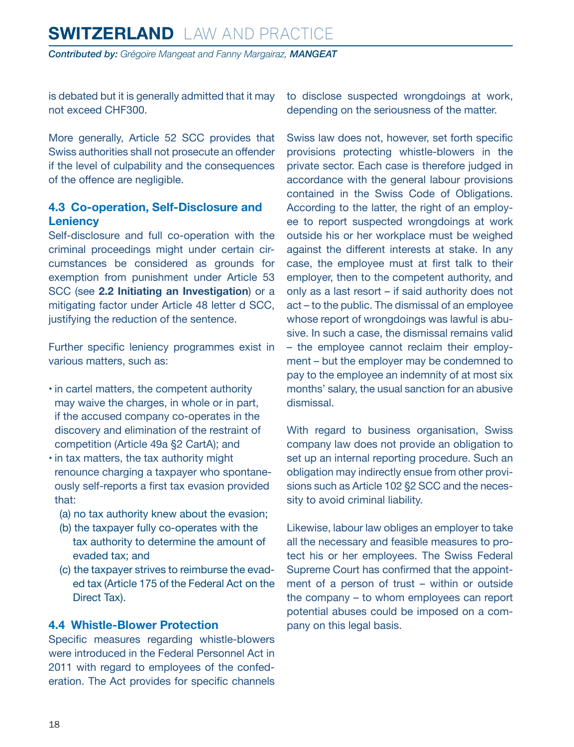is debated but it is generally admitted that it may not exceed CHF300.

More generally, Article 52 SCC provides that Swiss authorities shall not prosecute an offender if the level of culpability and the consequences of the offence are negligible.

### 4.3 Co-operation, Self-Disclosure and Leniency

Self-disclosure and full co-operation with the criminal proceedings might under certain circumstances be considered as grounds for exemption from punishment under Article 53 SCC (see **2.2 Initiating an Investigation**) or a mitigating factor under Article 48 letter d SCC, justifying the reduction of the sentence.

Further specific leniency programmes exist in various matters, such as:

- in cartel matters, the competent authority may waive the charges, in whole or in part, if the accused company co-operates in the discovery and elimination of the restraint of competition (Article 49a §2 CartA); and
- in tax matters, the tax authority might renounce charging a taxpayer who spontaneously self-reports a first tax evasion provided that:
  - (a) no tax authority knew about the evasion;
  - (b) the taxpayer fully co-operates with the tax authority to determine the amount of evaded tax; and
  - (c) the taxpayer strives to reimburse the evaded tax (Article 175 of the Federal Act on the Direct Tax).

### 4.4 Whistle-Blower Protection

Specific measures regarding whistle-blowers were introduced in the Federal Personnel Act in 2011 with regard to employees of the confederation. The Act provides for specific channels to disclose suspected wrongdoings at work, depending on the seriousness of the matter.

Swiss law does not, however, set forth specific provisions protecting whistle-blowers in the private sector. Each case is therefore judged in accordance with the general labour provisions contained in the Swiss Code of Obligations. According to the latter, the right of an employee to report suspected wrongdoings at work outside his or her workplace must be weighed against the different interests at stake. In any case, the employee must at first talk to their employer, then to the competent authority, and only as a last resort – if said authority does not act – to the public. The dismissal of an employee whose report of wrongdoings was lawful is abusive. In such a case, the dismissal remains valid – the employee cannot reclaim their employment – but the employer may be condemned to pay to the employee an indemnity of at most six months' salary, the usual sanction for an abusive dismissal.

With regard to business organisation, Swiss company law does not provide an obligation to set up an internal reporting procedure. Such an obligation may indirectly ensue from other provisions such as Article 102 §2 SCC and the necessity to avoid criminal liability.

Likewise, labour law obliges an employer to take all the necessary and feasible measures to protect his or her employees. The Swiss Federal Supreme Court has confirmed that the appointment of a person of trust – within or outside the company – to whom employees can report potential abuses could be imposed on a company on this legal basis.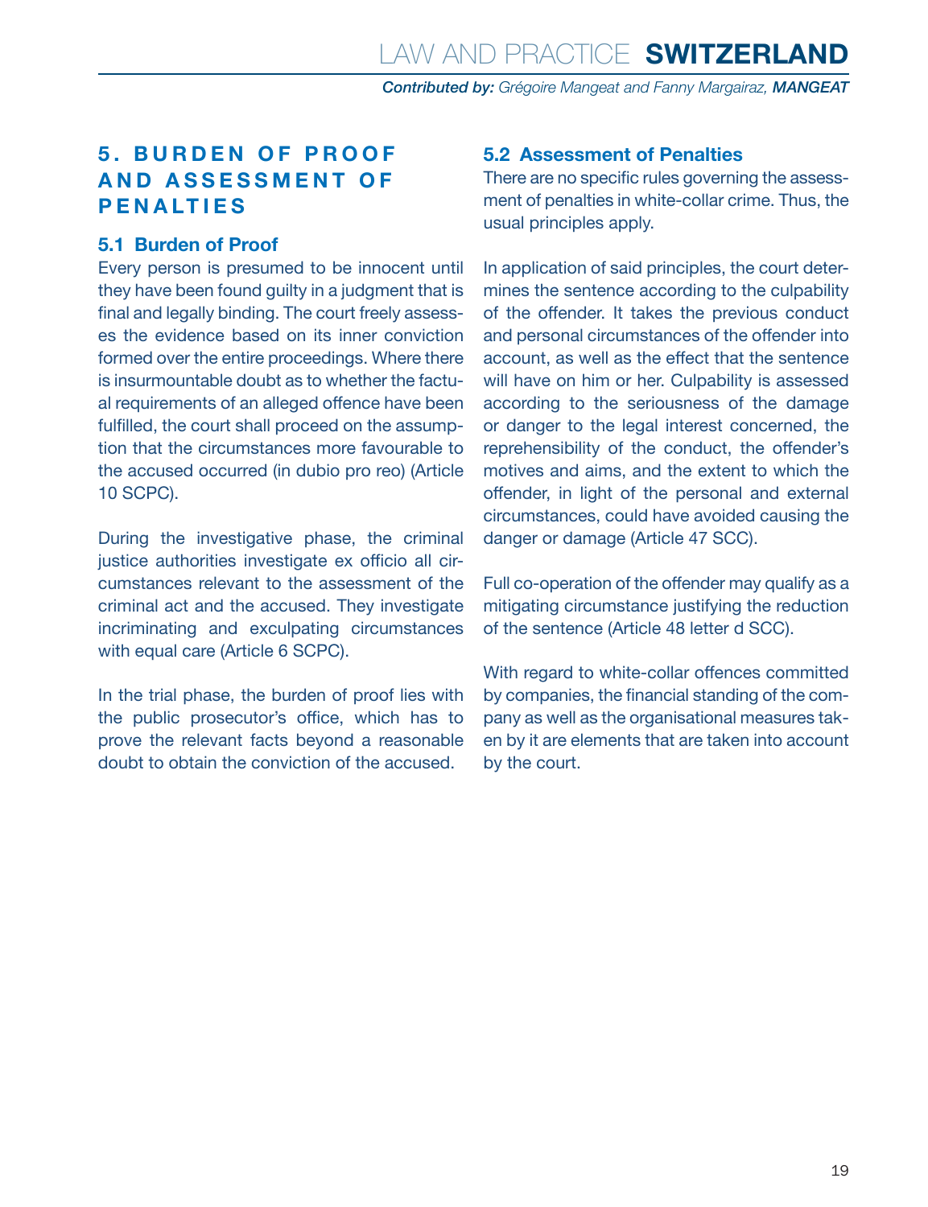## 5. BURDEN OF PROOF AND ASSESSMENT OF PENALTIES

### 5.1 Burden of Proof

Every person is presumed to be innocent until they have been found guilty in a judgment that is final and legally binding. The court freely assesses the evidence based on its inner conviction formed over the entire proceedings. Where there is insurmountable doubt as to whether the factual requirements of an alleged offence have been fulfilled, the court shall proceed on the assumption that the circumstances more favourable to the accused occurred (in dubio pro reo) (Article 10 SCPC).

During the investigative phase, the criminal justice authorities investigate ex officio all circumstances relevant to the assessment of the criminal act and the accused. They investigate incriminating and exculpating circumstances with equal care (Article 6 SCPC).

In the trial phase, the burden of proof lies with the public prosecutor's office, which has to prove the relevant facts beyond a reasonable doubt to obtain the conviction of the accused.

### 5.2 Assessment of Penalties

There are no specific rules governing the assessment of penalties in white-collar crime. Thus, the usual principles apply.

In application of said principles, the court determines the sentence according to the culpability of the offender. It takes the previous conduct and personal circumstances of the offender into account, as well as the effect that the sentence will have on him or her. Culpability is assessed according to the seriousness of the damage or danger to the legal interest concerned, the reprehensibility of the conduct, the offender's motives and aims, and the extent to which the offender, in light of the personal and external circumstances, could have avoided causing the danger or damage (Article 47 SCC).

Full co-operation of the offender may qualify as a mitigating circumstance justifying the reduction of the sentence (Article 48 letter d SCC).

With regard to white-collar offences committed by companies, the financial standing of the company as well as the organisational measures taken by it are elements that are taken into account by the court.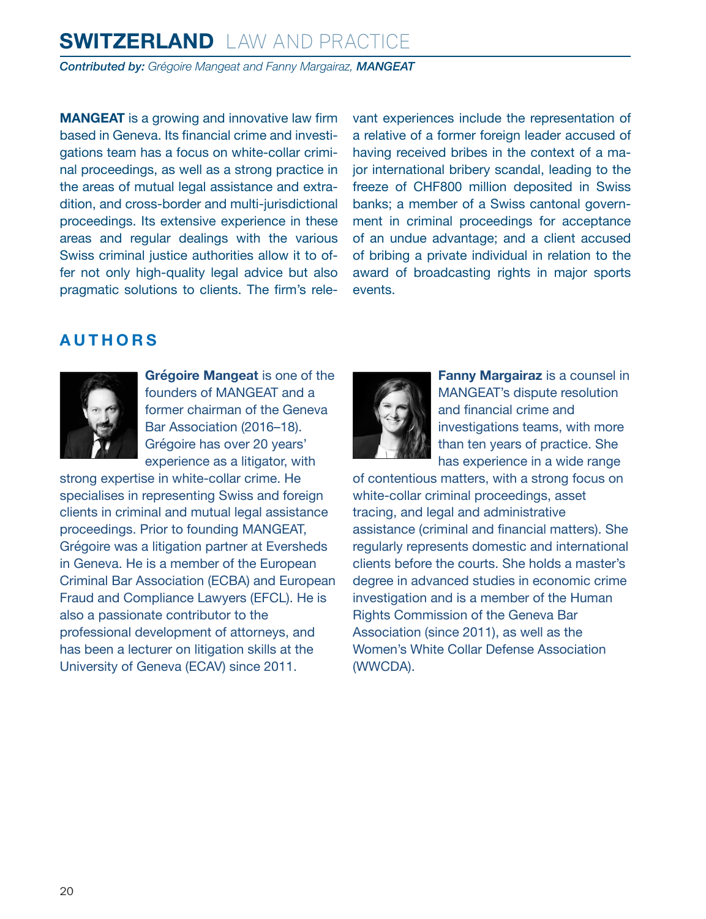**MANGEAT** is a growing and innovative law firm based in Geneva. Its financial crime and investigations team has a focus on white-collar criminal proceedings, as well as a strong practice in the areas of mutual legal assistance and extradition, and cross-border and multi-jurisdictional proceedings. Its extensive experience in these areas and regular dealings with the various Swiss criminal justice authorities allow it to offer not only high-quality legal advice but also pragmatic solutions to clients. The firm's relevant experiences include the representation of a relative of a former foreign leader accused of having received bribes in the context of a major international bribery scandal, leading to the freeze of CHF800 million deposited in Swiss banks; a member of a Swiss cantonal government in criminal proceedings for acceptance of an undue advantage; and a client accused of bribing a private individual in relation to the award of broadcasting rights in major sports events.

## AUTHORS

**Grégoire Mangeat** is one of the founders of MANGEAT and a former chairman of the Geneva Bar Association (2016–18). Grégoire has over 20 years' experience as a litigator, with strong expertise in white-collar crime. He specialises in representing Swiss and foreign clients in criminal and mutual legal assistance proceedings. Prior to founding MANGEAT, Grégoire was a litigation partner at Eversheds in Geneva. He is a member of the European Criminal Bar Association (ECBA) and European Fraud and Compliance Lawyers (EFCL). He is also a passionate contributor to the professional development of attorneys, and has been a lecturer on litigation skills at the University of Geneva (ECAV) since 2011.

**Fanny Margairaz** is a counsel in MANGEAT's dispute resolution and financial crime and investigations teams, with more than ten years of practice. She has experience in a wide range of contentious matters, with a strong focus on white-collar criminal proceedings, asset tracing, and legal and administrative assistance (criminal and financial matters). She regularly represents domestic and international clients before the courts. She holds a master's degree in advanced studies in economic crime investigation and is a member of the Human Rights Commission of the Geneva Bar Association (since 2011), as well as the Women's White Collar Defense Association (WWCDA).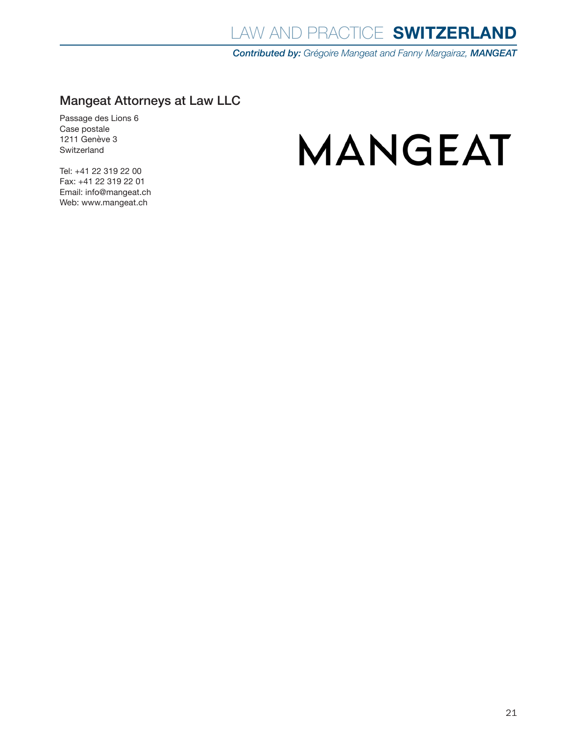## Mangeat Attorneys at Law LLC

Passage des Lions 6
Case postale
1211 Genève 3
Switzerland

Tel: +41 22 319 22 00
Fax: +41 22 319 22 01
Email: info@mangeat.ch
Web: www.mangeat.ch

MANGEAT